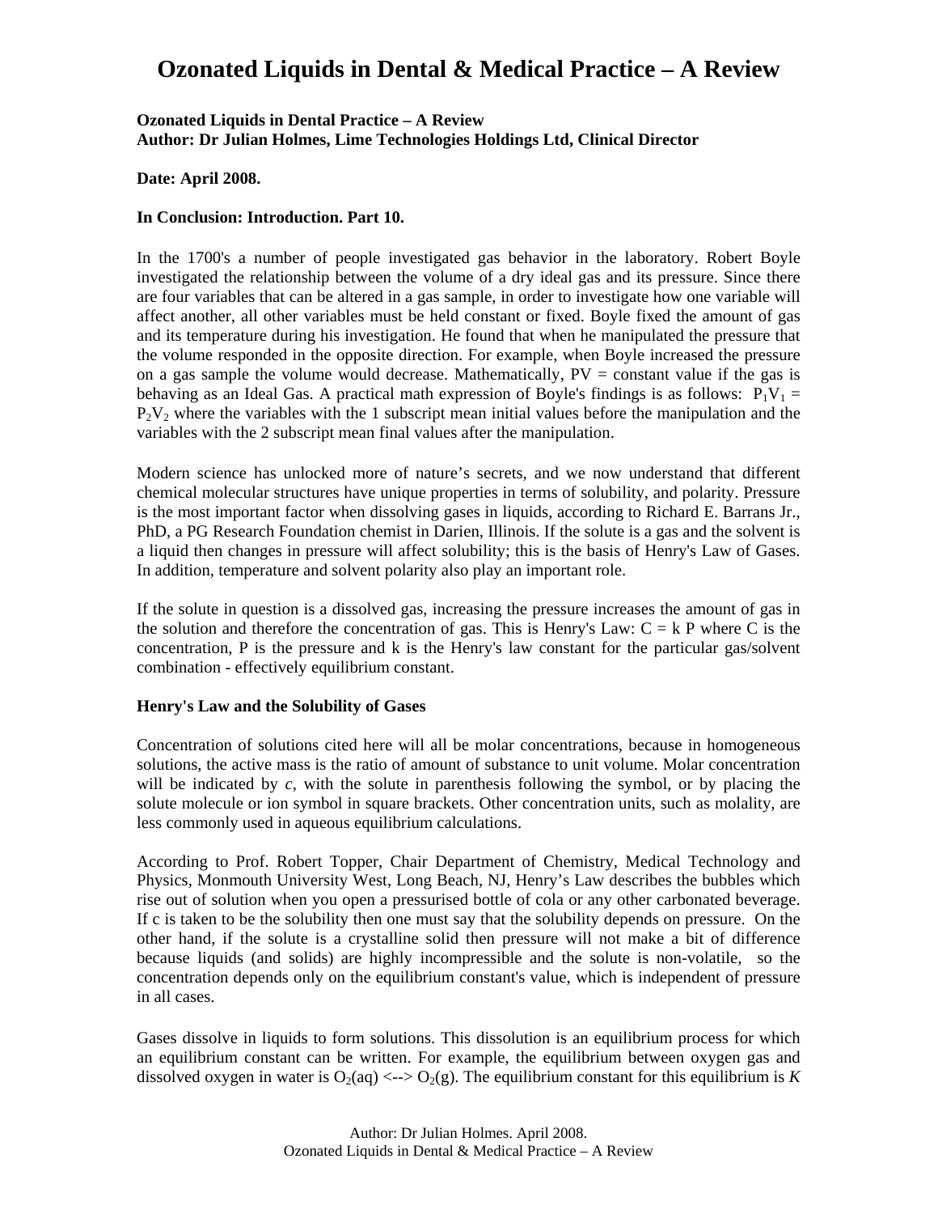# Ozonated Liquids in Dental & Medical Practice – A Review

**Ozonated Liquids in Dental Practice – A Review**
**Author: Dr Julian Holmes, Lime Technologies Holdings Ltd, Clinical Director**

**Date: April 2008.**

**In Conclusion: Introduction. Part 10.**

In the 1700's a number of people investigated gas behavior in the laboratory. Robert Boyle investigated the relationship between the volume of a dry ideal gas and its pressure. Since there are four variables that can be altered in a gas sample, in order to investigate how one variable will affect another, all other variables must be held constant or fixed. Boyle fixed the amount of gas and its temperature during his investigation. He found that when he manipulated the pressure that the volume responded in the opposite direction. For example, when Boyle increased the pressure on a gas sample the volume would decrease. Mathematically, PV = constant value if the gas is behaving as an Ideal Gas. A practical math expression of Boyle's findings is as follows: $P_1V_1 = P_2V_2$ where the variables with the 1 subscript mean initial values before the manipulation and the variables with the 2 subscript mean final values after the manipulation.

Modern science has unlocked more of nature's secrets, and we now understand that different chemical molecular structures have unique properties in terms of solubility, and polarity. Pressure is the most important factor when dissolving gases in liquids, according to Richard E. Barrans Jr., PhD, a PG Research Foundation chemist in Darien, Illinois. If the solute is a gas and the solvent is a liquid then changes in pressure will affect solubility; this is the basis of Henry's Law of Gases. In addition, temperature and solvent polarity also play an important role.

If the solute in question is a dissolved gas, increasing the pressure increases the amount of gas in the solution and therefore the concentration of gas. This is Henry's Law: C = k P where C is the concentration, P is the pressure and k is the Henry's law constant for the particular gas/solvent combination - effectively equilibrium constant.

**Henry's Law and the Solubility of Gases**

Concentration of solutions cited here will all be molar concentrations, because in homogeneous solutions, the active mass is the ratio of amount of substance to unit volume. Molar concentration will be indicated by *c*, with the solute in parenthesis following the symbol, or by placing the solute molecule or ion symbol in square brackets. Other concentration units, such as molality, are less commonly used in aqueous equilibrium calculations.

According to Prof. Robert Topper, Chair Department of Chemistry, Medical Technology and Physics, Monmouth University West, Long Beach, NJ, Henry's Law describes the bubbles which rise out of solution when you open a pressurised bottle of cola or any other carbonated beverage. If c is taken to be the solubility then one must say that the solubility depends on pressure. On the other hand, if the solute is a crystalline solid then pressure will not make a bit of difference because liquids (and solids) are highly incompressible and the solute is non-volatile, so the concentration depends only on the equilibrium constant's value, which is independent of pressure in all cases.

Gases dissolve in liquids to form solutions. This dissolution is an equilibrium process for which an equilibrium constant can be written. For example, the equilibrium between oxygen gas and dissolved oxygen in water is $O_2(aq) \leftrightarrow O_2(g)$. The equilibrium constant for this equilibrium is *K*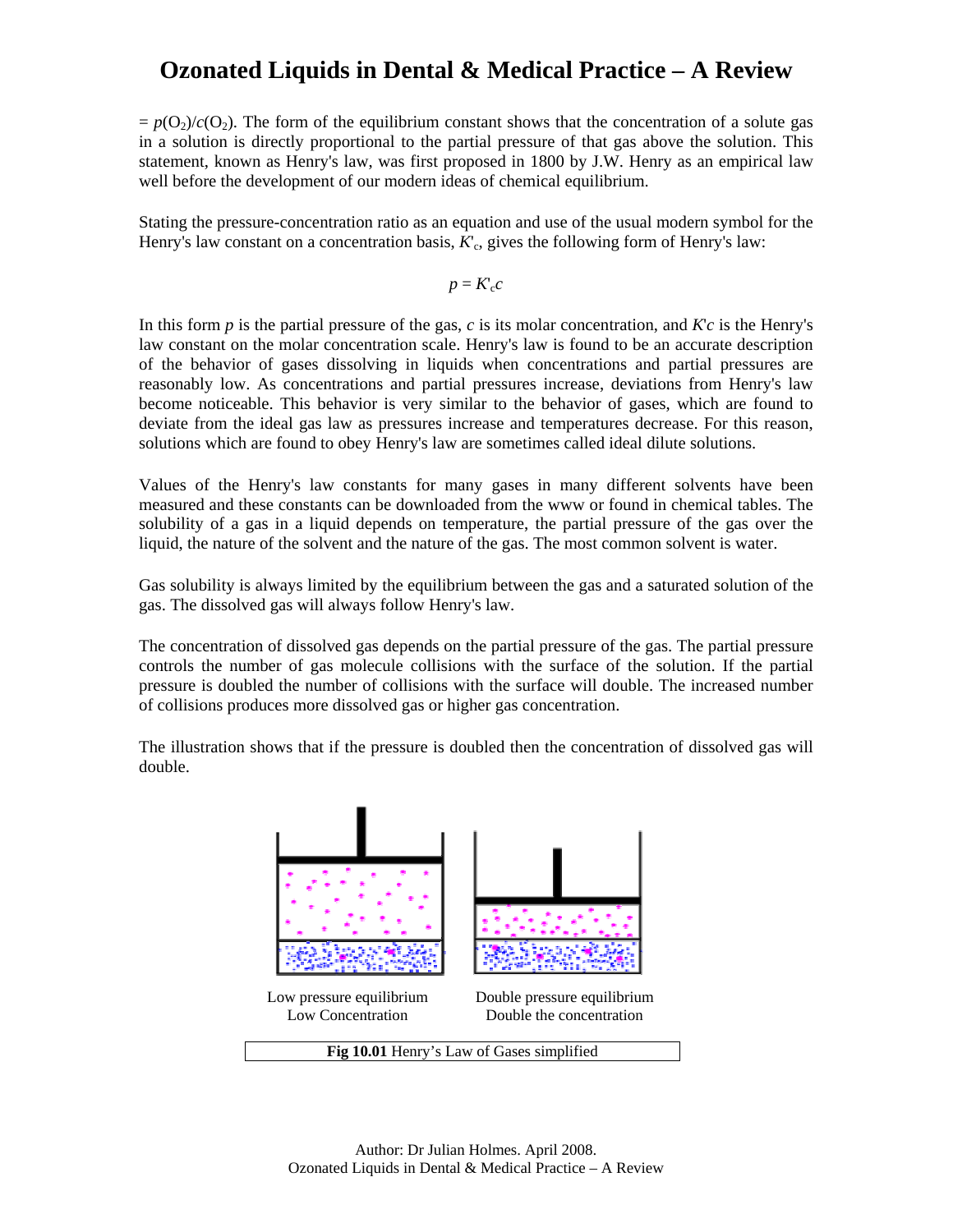$= p(O_2)/c(O_2)$. The form of the equilibrium constant shows that the concentration of a solute gas in a solution is directly proportional to the partial pressure of that gas above the solution. This statement, known as Henry's law, was first proposed in 1800 by J.W. Henry as an empirical law well before the development of our modern ideas of chemical equilibrium.

Stating the pressure-concentration ratio as an equation and use of the usual modern symbol for the Henry's law constant on a concentration basis, $K'_c$, gives the following form of Henry's law:

$$p = K'_c c$$

In this form $p$ is the partial pressure of the gas, $c$ is its molar concentration, and $K'c$ is the Henry's law constant on the molar concentration scale. Henry's law is found to be an accurate description of the behavior of gases dissolving in liquids when concentrations and partial pressures are reasonably low. As concentrations and partial pressures increase, deviations from Henry's law become noticeable. This behavior is very similar to the behavior of gases, which are found to deviate from the ideal gas law as pressures increase and temperatures decrease. For this reason, solutions which are found to obey Henry's law are sometimes called ideal dilute solutions.

Values of the Henry's law constants for many gases in many different solvents have been measured and these constants can be downloaded from the www or found in chemical tables. The solubility of a gas in a liquid depends on temperature, the partial pressure of the gas over the liquid, the nature of the solvent and the nature of the gas. The most common solvent is water.

Gas solubility is always limited by the equilibrium between the gas and a saturated solution of the gas. The dissolved gas will always follow Henry's law.

The concentration of dissolved gas depends on the partial pressure of the gas. The partial pressure controls the number of gas molecule collisions with the surface of the solution. If the partial pressure is doubled the number of collisions with the surface will double. The increased number of collisions produces more dissolved gas or higher gas concentration.

The illustration shows that if the pressure is doubled then the concentration of dissolved gas will double.

Low pressure equilibrium
Low Concentration

Double pressure equilibrium
Double the concentration

**Fig 10.01** Henry's Law of Gases simplified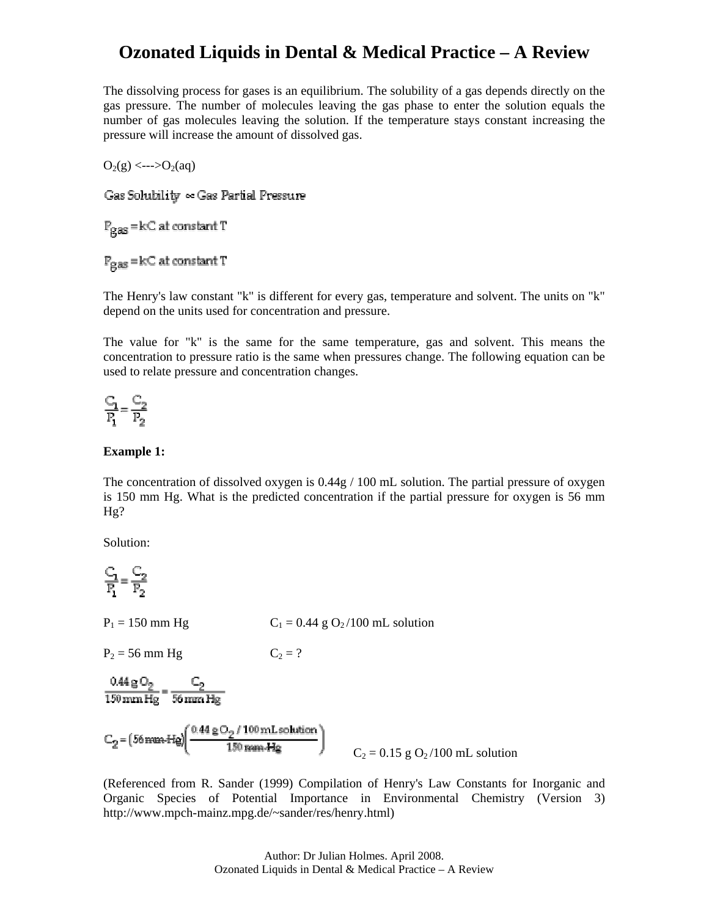The dissolving process for gases is an equilibrium. The solubility of a gas depends directly on the gas pressure. The number of molecules leaving the gas phase to enter the solution equals the number of gas molecules leaving the solution. If the temperature stays constant increasing the pressure will increase the amount of dissolved gas.

$O_2(g) \longleftrightarrow O_2(aq)$

$$\text{Gas Solubility} \propto \text{Gas Partial Pressure}$$

$$P_{gas} = kC \text{ at constant T}$$

$$P_{gas} = kC \text{ at constant T}$$

The Henry's law constant "k" is different for every gas, temperature and solvent. The units on "k" depend on the units used for concentration and pressure.

The value for "k" is the same for the same temperature, gas and solvent. This means the concentration to pressure ratio is the same when pressures change. The following equation can be used to relate pressure and concentration changes.

$$\frac{C_1}{P_1} = \frac{C_2}{P_2}$$

**Example 1:**

The concentration of dissolved oxygen is 0.44g / 100 mL solution. The partial pressure of oxygen is 150 mm Hg. What is the predicted concentration if the partial pressure for oxygen is 56 mm Hg?

Solution:

$$\frac{C_1}{P_1} = \frac{C_2}{P_2}$$

$P_1$ = 150 mm Hg $\qquad$ $C_1$ = 0.44 g $O_2$ /100 mL solution

$P_2$ = 56 mm Hg $\qquad$ $C_2$ = ?

$$\frac{0.44 \text{ g } O_2}{150 \text{ mm Hg}} = \frac{C_2}{56 \text{ mm Hg}}$$

$$C_2 = (56 \text{ mm Hg})\left(\frac{0.44 \text{ g } O_2 / 100 \text{ mL solution}}{150 \text{ mm Hg}}\right)$$

$C_2$ = 0.15 g $O_2$ /100 mL solution

(Referenced from R. Sander (1999) Compilation of Henry's Law Constants for Inorganic and Organic Species of Potential Importance in Environmental Chemistry (Version 3) http://www.mpch-mainz.mpg.de/~sander/res/henry.html)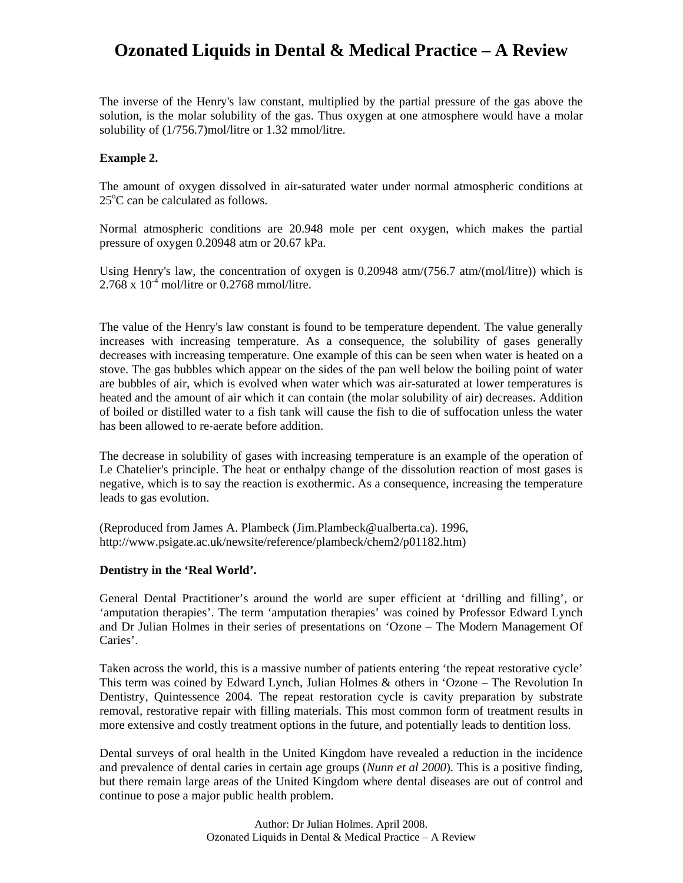The inverse of the Henry's law constant, multiplied by the partial pressure of the gas above the solution, is the molar solubility of the gas. Thus oxygen at one atmosphere would have a molar solubility of (1/756.7)mol/litre or 1.32 mmol/litre.

**Example 2.**

The amount of oxygen dissolved in air-saturated water under normal atmospheric conditions at 25°C can be calculated as follows.

Normal atmospheric conditions are 20.948 mole per cent oxygen, which makes the partial pressure of oxygen 0.20948 atm or 20.67 kPa.

Using Henry's law, the concentration of oxygen is 0.20948 atm/(756.7 atm/(mol/litre)) which is $2.768 \times 10^{-4}$ mol/litre or 0.2768 mmol/litre.

The value of the Henry's law constant is found to be temperature dependent. The value generally increases with increasing temperature. As a consequence, the solubility of gases generally decreases with increasing temperature. One example of this can be seen when water is heated on a stove. The gas bubbles which appear on the sides of the pan well below the boiling point of water are bubbles of air, which is evolved when water which was air-saturated at lower temperatures is heated and the amount of air which it can contain (the molar solubility of air) decreases. Addition of boiled or distilled water to a fish tank will cause the fish to die of suffocation unless the water has been allowed to re-aerate before addition.

The decrease in solubility of gases with increasing temperature is an example of the operation of Le Chatelier's principle. The heat or enthalpy change of the dissolution reaction of most gases is negative, which is to say the reaction is exothermic. As a consequence, increasing the temperature leads to gas evolution.

(Reproduced from James A. Plambeck (Jim.Plambeck@ualberta.ca). 1996, http://www.psigate.ac.uk/newsite/reference/plambeck/chem2/p01182.htm)

**Dentistry in the 'Real World'.**

General Dental Practitioner's around the world are super efficient at 'drilling and filling', or 'amputation therapies'. The term 'amputation therapies' was coined by Professor Edward Lynch and Dr Julian Holmes in their series of presentations on 'Ozone – The Modern Management Of Caries'.

Taken across the world, this is a massive number of patients entering 'the repeat restorative cycle' This term was coined by Edward Lynch, Julian Holmes & others in 'Ozone – The Revolution In Dentistry, Quintessence 2004. The repeat restoration cycle is cavity preparation by substrate removal, restorative repair with filling materials. This most common form of treatment results in more extensive and costly treatment options in the future, and potentially leads to dentition loss.

Dental surveys of oral health in the United Kingdom have revealed a reduction in the incidence and prevalence of dental caries in certain age groups (*Nunn et al 2000*). This is a positive finding, but there remain large areas of the United Kingdom where dental diseases are out of control and continue to pose a major public health problem.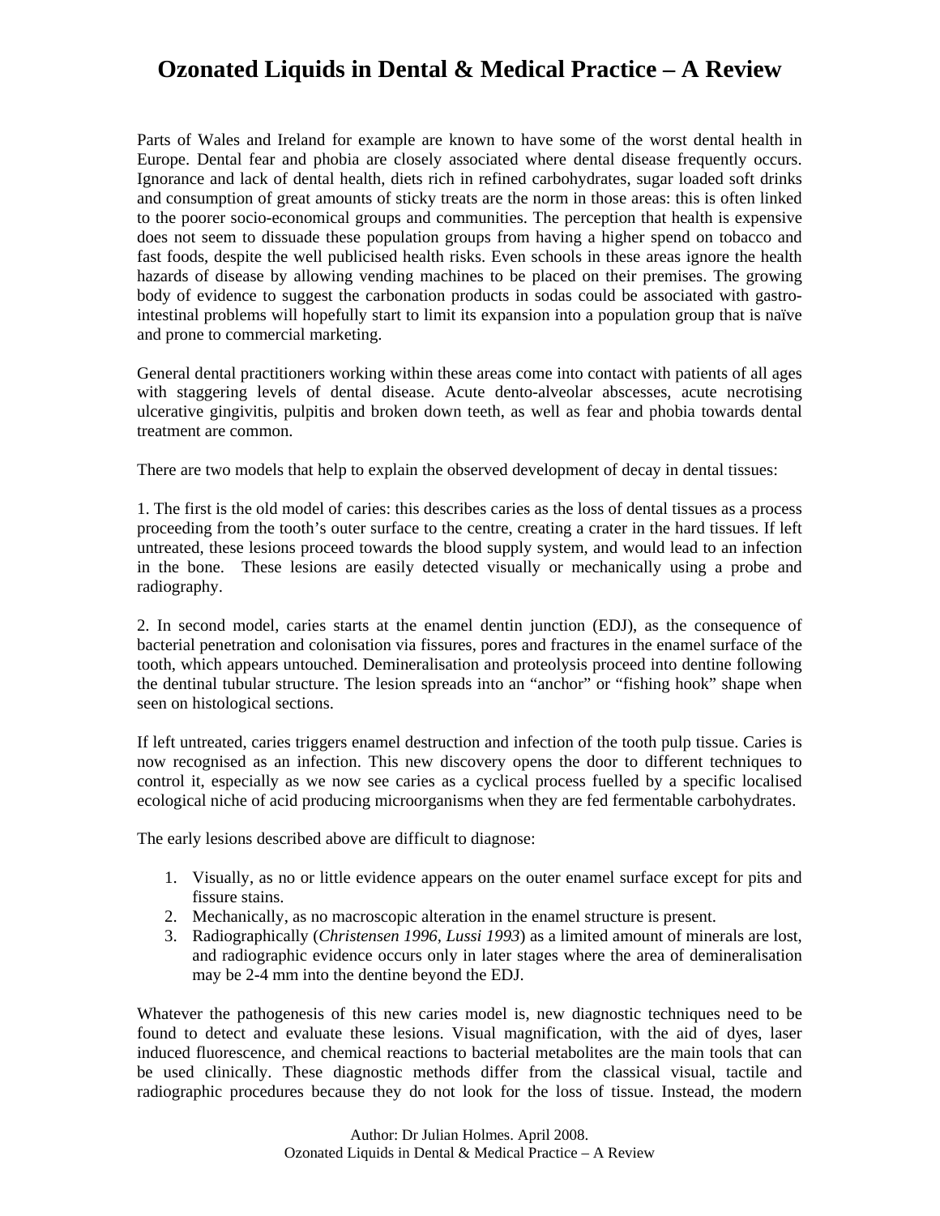Parts of Wales and Ireland for example are known to have some of the worst dental health in Europe. Dental fear and phobia are closely associated where dental disease frequently occurs. Ignorance and lack of dental health, diets rich in refined carbohydrates, sugar loaded soft drinks and consumption of great amounts of sticky treats are the norm in those areas: this is often linked to the poorer socio-economical groups and communities. The perception that health is expensive does not seem to dissuade these population groups from having a higher spend on tobacco and fast foods, despite the well publicised health risks. Even schools in these areas ignore the health hazards of disease by allowing vending machines to be placed on their premises. The growing body of evidence to suggest the carbonation products in sodas could be associated with gastro-intestinal problems will hopefully start to limit its expansion into a population group that is naïve and prone to commercial marketing.

General dental practitioners working within these areas come into contact with patients of all ages with staggering levels of dental disease. Acute dento-alveolar abscesses, acute necrotising ulcerative gingivitis, pulpitis and broken down teeth, as well as fear and phobia towards dental treatment are common.

There are two models that help to explain the observed development of decay in dental tissues:

1. The first is the old model of caries: this describes caries as the loss of dental tissues as a process proceeding from the tooth's outer surface to the centre, creating a crater in the hard tissues. If left untreated, these lesions proceed towards the blood supply system, and would lead to an infection in the bone. These lesions are easily detected visually or mechanically using a probe and radiography.

2. In second model, caries starts at the enamel dentin junction (EDJ), as the consequence of bacterial penetration and colonisation via fissures, pores and fractures in the enamel surface of the tooth, which appears untouched. Demineralisation and proteolysis proceed into dentine following the dentinal tubular structure. The lesion spreads into an "anchor" or "fishing hook" shape when seen on histological sections.

If left untreated, caries triggers enamel destruction and infection of the tooth pulp tissue. Caries is now recognised as an infection. This new discovery opens the door to different techniques to control it, especially as we now see caries as a cyclical process fuelled by a specific localised ecological niche of acid producing microorganisms when they are fed fermentable carbohydrates.

The early lesions described above are difficult to diagnose:

1. Visually, as no or little evidence appears on the outer enamel surface except for pits and fissure stains.
2. Mechanically, as no macroscopic alteration in the enamel structure is present.
3. Radiographically (*Christensen 1996*, *Lussi 1993*) as a limited amount of minerals are lost, and radiographic evidence occurs only in later stages where the area of demineralisation may be 2-4 mm into the dentine beyond the EDJ.

Whatever the pathogenesis of this new caries model is, new diagnostic techniques need to be found to detect and evaluate these lesions. Visual magnification, with the aid of dyes, laser induced fluorescence, and chemical reactions to bacterial metabolites are the main tools that can be used clinically. These diagnostic methods differ from the classical visual, tactile and radiographic procedures because they do not look for the loss of tissue. Instead, the modern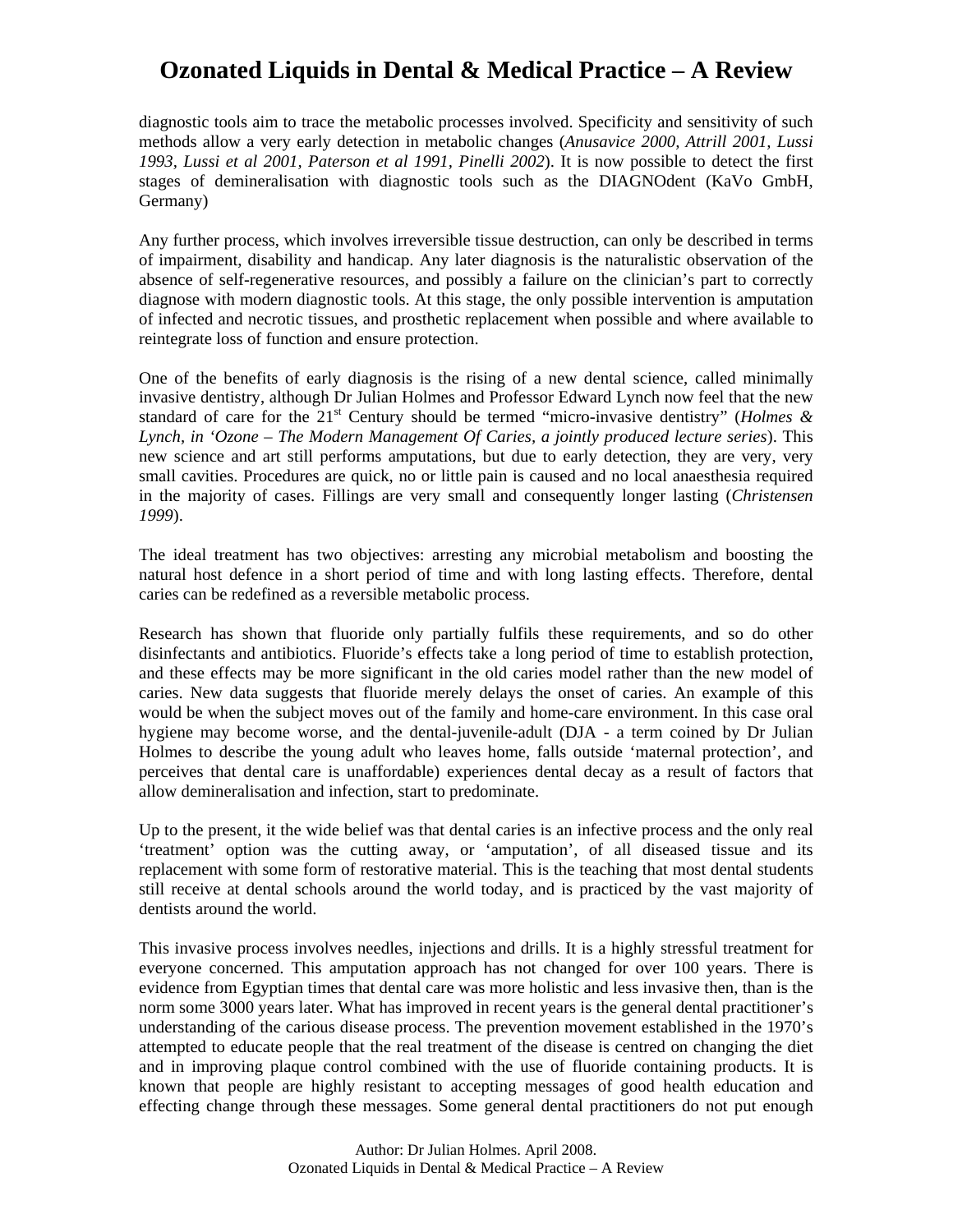diagnostic tools aim to trace the metabolic processes involved. Specificity and sensitivity of such methods allow a very early detection in metabolic changes (*Anusavice 2000, Attrill 2001, Lussi 1993, Lussi et al 2001, Paterson et al 1991, Pinelli 2002*). It is now possible to detect the first stages of demineralisation with diagnostic tools such as the DIAGNOdent (KaVo GmbH, Germany)

Any further process, which involves irreversible tissue destruction, can only be described in terms of impairment, disability and handicap. Any later diagnosis is the naturalistic observation of the absence of self-regenerative resources, and possibly a failure on the clinician's part to correctly diagnose with modern diagnostic tools. At this stage, the only possible intervention is amputation of infected and necrotic tissues, and prosthetic replacement when possible and where available to reintegrate loss of function and ensure protection.

One of the benefits of early diagnosis is the rising of a new dental science, called minimally invasive dentistry, although Dr Julian Holmes and Professor Edward Lynch now feel that the new standard of care for the 21st Century should be termed "micro-invasive dentistry" (*Holmes & Lynch, in 'Ozone – The Modern Management Of Caries, a jointly produced lecture series*). This new science and art still performs amputations, but due to early detection, they are very, very small cavities. Procedures are quick, no or little pain is caused and no local anaesthesia required in the majority of cases. Fillings are very small and consequently longer lasting (*Christensen 1999*).

The ideal treatment has two objectives: arresting any microbial metabolism and boosting the natural host defence in a short period of time and with long lasting effects. Therefore, dental caries can be redefined as a reversible metabolic process.

Research has shown that fluoride only partially fulfils these requirements, and so do other disinfectants and antibiotics. Fluoride's effects take a long period of time to establish protection, and these effects may be more significant in the old caries model rather than the new model of caries. New data suggests that fluoride merely delays the onset of caries. An example of this would be when the subject moves out of the family and home-care environment. In this case oral hygiene may become worse, and the dental-juvenile-adult (DJA - a term coined by Dr Julian Holmes to describe the young adult who leaves home, falls outside 'maternal protection', and perceives that dental care is unaffordable) experiences dental decay as a result of factors that allow demineralisation and infection, start to predominate.

Up to the present, it the wide belief was that dental caries is an infective process and the only real 'treatment' option was the cutting away, or 'amputation', of all diseased tissue and its replacement with some form of restorative material. This is the teaching that most dental students still receive at dental schools around the world today, and is practiced by the vast majority of dentists around the world.

This invasive process involves needles, injections and drills. It is a highly stressful treatment for everyone concerned. This amputation approach has not changed for over 100 years. There is evidence from Egyptian times that dental care was more holistic and less invasive then, than is the norm some 3000 years later. What has improved in recent years is the general dental practitioner's understanding of the carious disease process. The prevention movement established in the 1970's attempted to educate people that the real treatment of the disease is centred on changing the diet and in improving plaque control combined with the use of fluoride containing products. It is known that people are highly resistant to accepting messages of good health education and effecting change through these messages. Some general dental practitioners do not put enough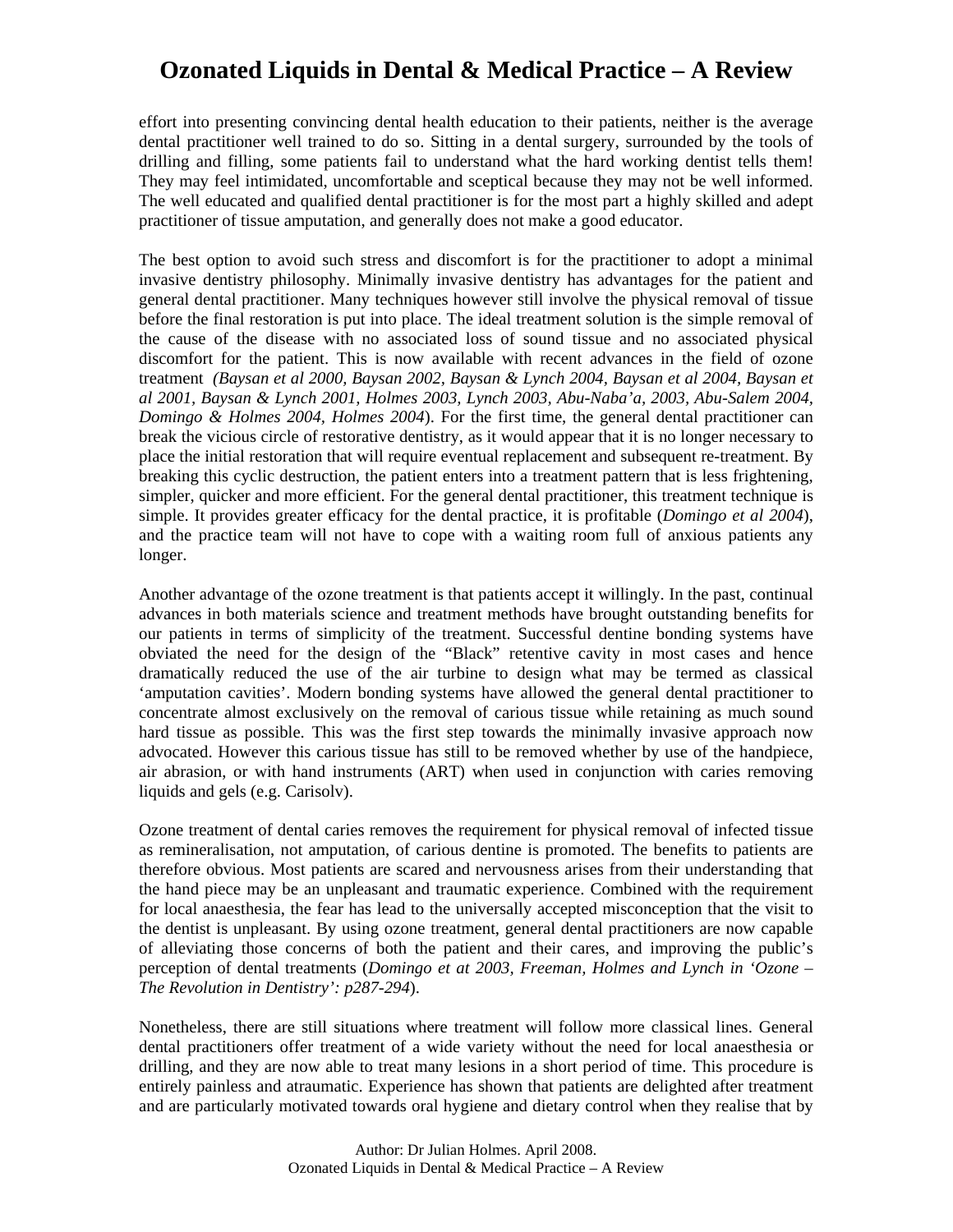effort into presenting convincing dental health education to their patients, neither is the average dental practitioner well trained to do so. Sitting in a dental surgery, surrounded by the tools of drilling and filling, some patients fail to understand what the hard working dentist tells them! They may feel intimidated, uncomfortable and sceptical because they may not be well informed. The well educated and qualified dental practitioner is for the most part a highly skilled and adept practitioner of tissue amputation, and generally does not make a good educator.

The best option to avoid such stress and discomfort is for the practitioner to adopt a minimal invasive dentistry philosophy. Minimally invasive dentistry has advantages for the patient and general dental practitioner. Many techniques however still involve the physical removal of tissue before the final restoration is put into place. The ideal treatment solution is the simple removal of the cause of the disease with no associated loss of sound tissue and no associated physical discomfort for the patient. This is now available with recent advances in the field of ozone treatment *(Baysan et al 2000, Baysan 2002, Baysan & Lynch 2004, Baysan et al 2004, Baysan et al 2001, Baysan & Lynch 2001, Holmes 2003, Lynch 2003, Abu-Naba'a, 2003, Abu-Salem 2004, Domingo & Holmes 2004, Holmes 2004*). For the first time, the general dental practitioner can break the vicious circle of restorative dentistry, as it would appear that it is no longer necessary to place the initial restoration that will require eventual replacement and subsequent re-treatment. By breaking this cyclic destruction, the patient enters into a treatment pattern that is less frightening, simpler, quicker and more efficient. For the general dental practitioner, this treatment technique is simple. It provides greater efficacy for the dental practice, it is profitable (*Domingo et al 2004*), and the practice team will not have to cope with a waiting room full of anxious patients any longer.

Another advantage of the ozone treatment is that patients accept it willingly. In the past, continual advances in both materials science and treatment methods have brought outstanding benefits for our patients in terms of simplicity of the treatment. Successful dentine bonding systems have obviated the need for the design of the "Black" retentive cavity in most cases and hence dramatically reduced the use of the air turbine to design what may be termed as classical 'amputation cavities'. Modern bonding systems have allowed the general dental practitioner to concentrate almost exclusively on the removal of carious tissue while retaining as much sound hard tissue as possible. This was the first step towards the minimally invasive approach now advocated. However this carious tissue has still to be removed whether by use of the handpiece, air abrasion, or with hand instruments (ART) when used in conjunction with caries removing liquids and gels (e.g. Carisolv).

Ozone treatment of dental caries removes the requirement for physical removal of infected tissue as remineralisation, not amputation, of carious dentine is promoted. The benefits to patients are therefore obvious. Most patients are scared and nervousness arises from their understanding that the hand piece may be an unpleasant and traumatic experience. Combined with the requirement for local anaesthesia, the fear has lead to the universally accepted misconception that the visit to the dentist is unpleasant. By using ozone treatment, general dental practitioners are now capable of alleviating those concerns of both the patient and their cares, and improving the public's perception of dental treatments (*Domingo et at 2003, Freeman, Holmes and Lynch in 'Ozone – The Revolution in Dentistry': p287-294*).

Nonetheless, there are still situations where treatment will follow more classical lines. General dental practitioners offer treatment of a wide variety without the need for local anaesthesia or drilling, and they are now able to treat many lesions in a short period of time. This procedure is entirely painless and atraumatic. Experience has shown that patients are delighted after treatment and are particularly motivated towards oral hygiene and dietary control when they realise that by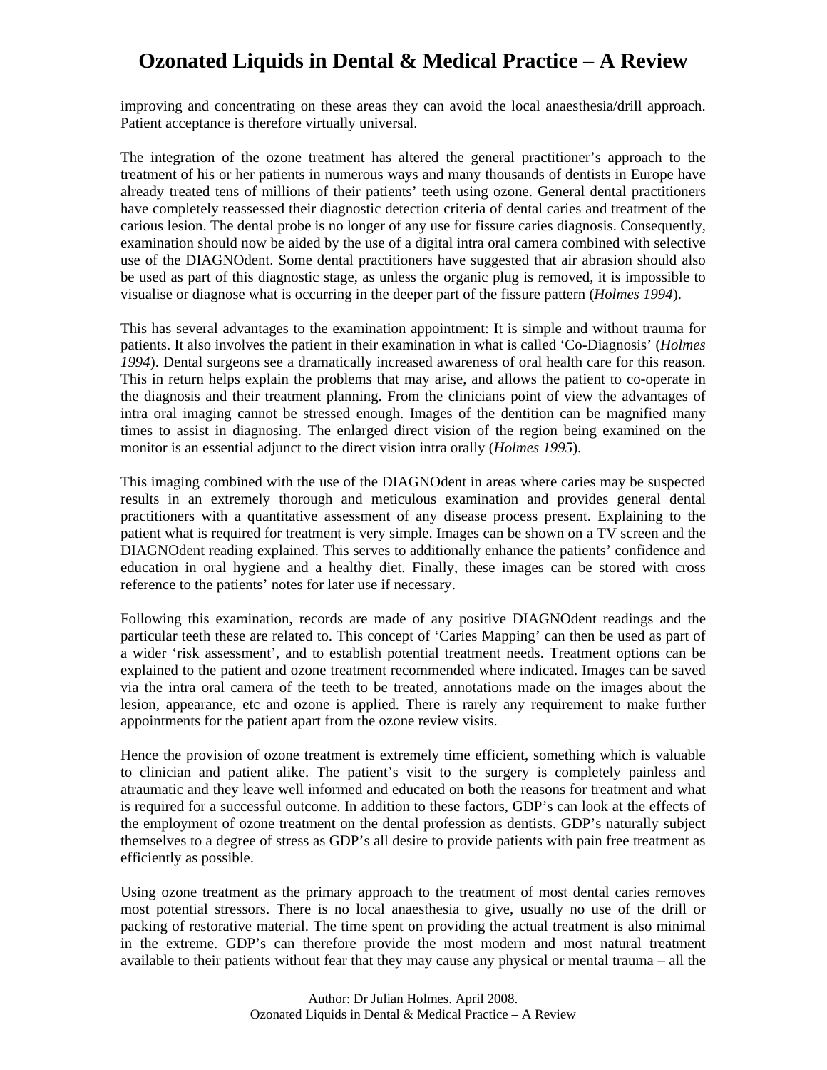improving and concentrating on these areas they can avoid the local anaesthesia/drill approach. Patient acceptance is therefore virtually universal.

The integration of the ozone treatment has altered the general practitioner's approach to the treatment of his or her patients in numerous ways and many thousands of dentists in Europe have already treated tens of millions of their patients' teeth using ozone. General dental practitioners have completely reassessed their diagnostic detection criteria of dental caries and treatment of the carious lesion. The dental probe is no longer of any use for fissure caries diagnosis. Consequently, examination should now be aided by the use of a digital intra oral camera combined with selective use of the DIAGNOdent. Some dental practitioners have suggested that air abrasion should also be used as part of this diagnostic stage, as unless the organic plug is removed, it is impossible to visualise or diagnose what is occurring in the deeper part of the fissure pattern (*Holmes 1994*).

This has several advantages to the examination appointment: It is simple and without trauma for patients. It also involves the patient in their examination in what is called 'Co-Diagnosis' (*Holmes 1994*). Dental surgeons see a dramatically increased awareness of oral health care for this reason. This in return helps explain the problems that may arise, and allows the patient to co-operate in the diagnosis and their treatment planning. From the clinicians point of view the advantages of intra oral imaging cannot be stressed enough. Images of the dentition can be magnified many times to assist in diagnosing. The enlarged direct vision of the region being examined on the monitor is an essential adjunct to the direct vision intra orally (*Holmes 1995*).

This imaging combined with the use of the DIAGNOdent in areas where caries may be suspected results in an extremely thorough and meticulous examination and provides general dental practitioners with a quantitative assessment of any disease process present. Explaining to the patient what is required for treatment is very simple. Images can be shown on a TV screen and the DIAGNOdent reading explained. This serves to additionally enhance the patients' confidence and education in oral hygiene and a healthy diet. Finally, these images can be stored with cross reference to the patients' notes for later use if necessary.

Following this examination, records are made of any positive DIAGNOdent readings and the particular teeth these are related to. This concept of 'Caries Mapping' can then be used as part of a wider 'risk assessment', and to establish potential treatment needs. Treatment options can be explained to the patient and ozone treatment recommended where indicated. Images can be saved via the intra oral camera of the teeth to be treated, annotations made on the images about the lesion, appearance, etc and ozone is applied. There is rarely any requirement to make further appointments for the patient apart from the ozone review visits.

Hence the provision of ozone treatment is extremely time efficient, something which is valuable to clinician and patient alike. The patient's visit to the surgery is completely painless and atraumatic and they leave well informed and educated on both the reasons for treatment and what is required for a successful outcome. In addition to these factors, GDP's can look at the effects of the employment of ozone treatment on the dental profession as dentists. GDP's naturally subject themselves to a degree of stress as GDP's all desire to provide patients with pain free treatment as efficiently as possible.

Using ozone treatment as the primary approach to the treatment of most dental caries removes most potential stressors. There is no local anaesthesia to give, usually no use of the drill or packing of restorative material. The time spent on providing the actual treatment is also minimal in the extreme. GDP's can therefore provide the most modern and most natural treatment available to their patients without fear that they may cause any physical or mental trauma – all the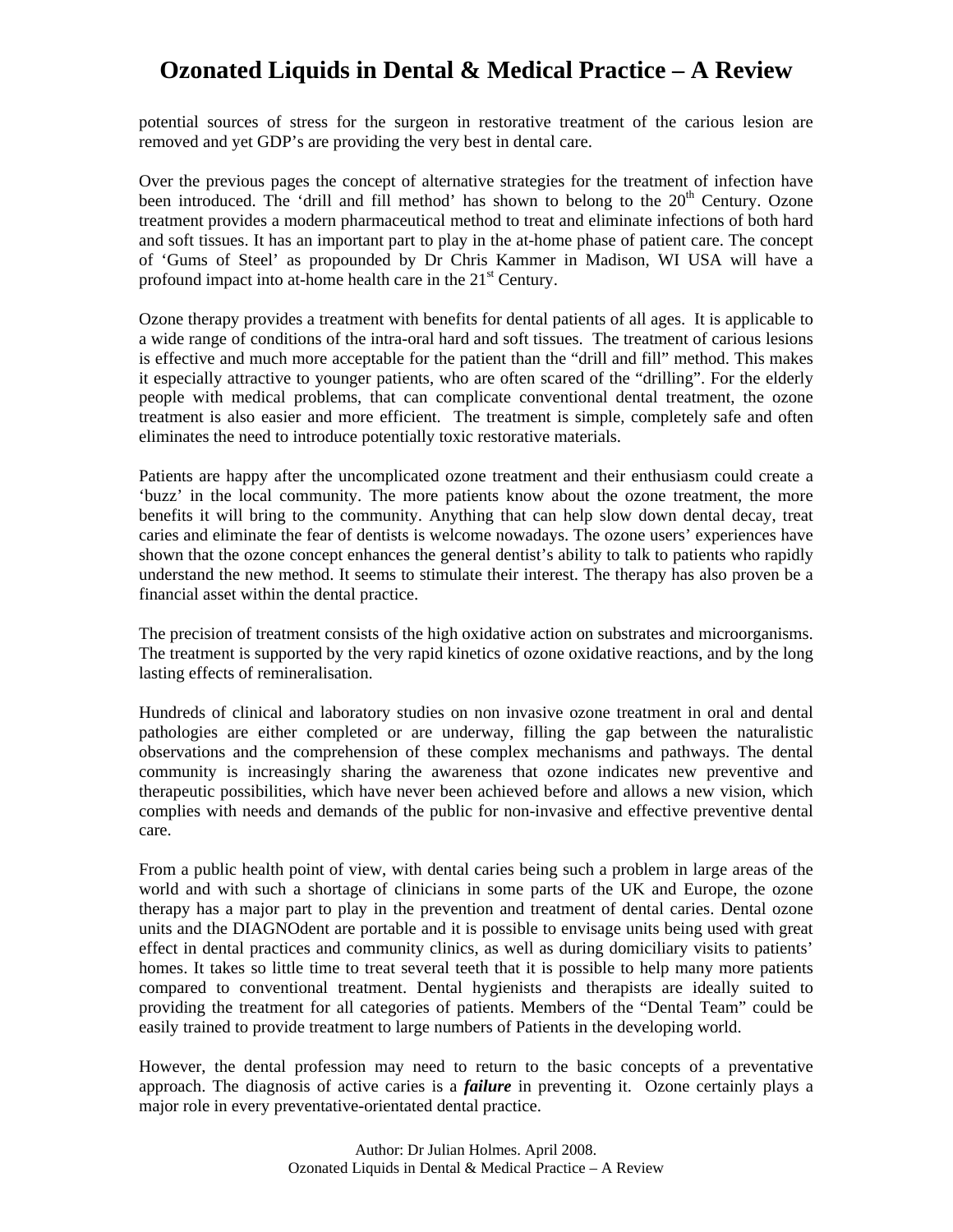potential sources of stress for the surgeon in restorative treatment of the carious lesion are removed and yet GDP's are providing the very best in dental care.

Over the previous pages the concept of alternative strategies for the treatment of infection have been introduced. The 'drill and fill method' has shown to belong to the 20th Century. Ozone treatment provides a modern pharmaceutical method to treat and eliminate infections of both hard and soft tissues. It has an important part to play in the at-home phase of patient care. The concept of 'Gums of Steel' as propounded by Dr Chris Kammer in Madison, WI USA will have a profound impact into at-home health care in the 21st Century.

Ozone therapy provides a treatment with benefits for dental patients of all ages. It is applicable to a wide range of conditions of the intra-oral hard and soft tissues. The treatment of carious lesions is effective and much more acceptable for the patient than the "drill and fill" method. This makes it especially attractive to younger patients, who are often scared of the "drilling". For the elderly people with medical problems, that can complicate conventional dental treatment, the ozone treatment is also easier and more efficient. The treatment is simple, completely safe and often eliminates the need to introduce potentially toxic restorative materials.

Patients are happy after the uncomplicated ozone treatment and their enthusiasm could create a 'buzz' in the local community. The more patients know about the ozone treatment, the more benefits it will bring to the community. Anything that can help slow down dental decay, treat caries and eliminate the fear of dentists is welcome nowadays. The ozone users' experiences have shown that the ozone concept enhances the general dentist's ability to talk to patients who rapidly understand the new method. It seems to stimulate their interest. The therapy has also proven be a financial asset within the dental practice.

The precision of treatment consists of the high oxidative action on substrates and microorganisms. The treatment is supported by the very rapid kinetics of ozone oxidative reactions, and by the long lasting effects of remineralisation.

Hundreds of clinical and laboratory studies on non invasive ozone treatment in oral and dental pathologies are either completed or are underway, filling the gap between the naturalistic observations and the comprehension of these complex mechanisms and pathways. The dental community is increasingly sharing the awareness that ozone indicates new preventive and therapeutic possibilities, which have never been achieved before and allows a new vision, which complies with needs and demands of the public for non-invasive and effective preventive dental care.

From a public health point of view, with dental caries being such a problem in large areas of the world and with such a shortage of clinicians in some parts of the UK and Europe, the ozone therapy has a major part to play in the prevention and treatment of dental caries. Dental ozone units and the DIAGNOdent are portable and it is possible to envisage units being used with great effect in dental practices and community clinics, as well as during domiciliary visits to patients' homes. It takes so little time to treat several teeth that it is possible to help many more patients compared to conventional treatment. Dental hygienists and therapists are ideally suited to providing the treatment for all categories of patients. Members of the "Dental Team" could be easily trained to provide treatment to large numbers of Patients in the developing world.

However, the dental profession may need to return to the basic concepts of a preventative approach. The diagnosis of active caries is a ***failure*** in preventing it. Ozone certainly plays a major role in every preventative-orientated dental practice.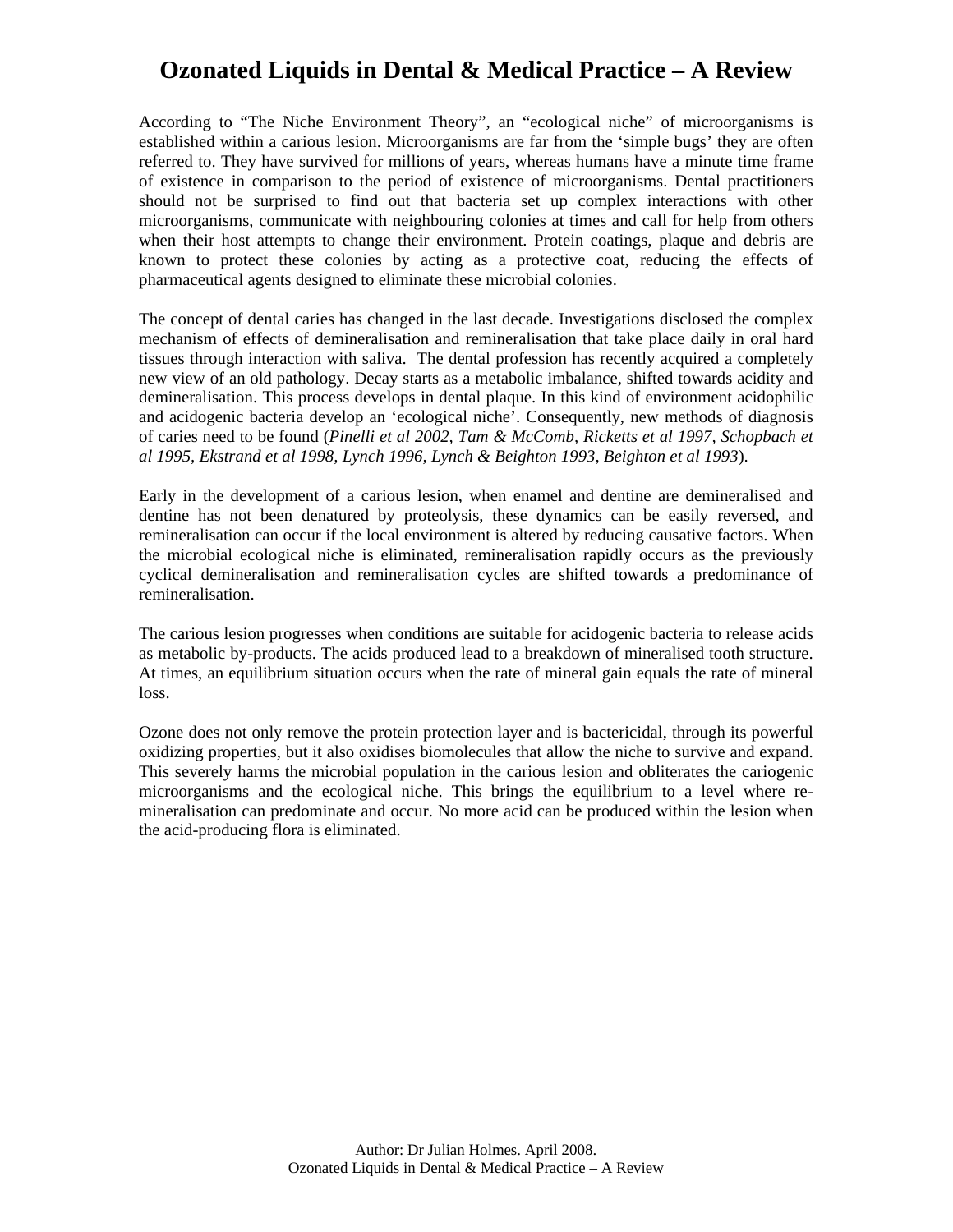According to "The Niche Environment Theory", an "ecological niche" of microorganisms is established within a carious lesion. Microorganisms are far from the 'simple bugs' they are often referred to. They have survived for millions of years, whereas humans have a minute time frame of existence in comparison to the period of existence of microorganisms. Dental practitioners should not be surprised to find out that bacteria set up complex interactions with other microorganisms, communicate with neighbouring colonies at times and call for help from others when their host attempts to change their environment. Protein coatings, plaque and debris are known to protect these colonies by acting as a protective coat, reducing the effects of pharmaceutical agents designed to eliminate these microbial colonies.

The concept of dental caries has changed in the last decade. Investigations disclosed the complex mechanism of effects of demineralisation and remineralisation that take place daily in oral hard tissues through interaction with saliva. The dental profession has recently acquired a completely new view of an old pathology. Decay starts as a metabolic imbalance, shifted towards acidity and demineralisation. This process develops in dental plaque. In this kind of environment acidophilic and acidogenic bacteria develop an 'ecological niche'. Consequently, new methods of diagnosis of caries need to be found (*Pinelli et al 2002, Tam & McComb, Ricketts et al 1997, Schopbach et al 1995, Ekstrand et al 1998, Lynch 1996, Lynch & Beighton 1993, Beighton et al 1993*).

Early in the development of a carious lesion, when enamel and dentine are demineralised and dentine has not been denatured by proteolysis, these dynamics can be easily reversed, and remineralisation can occur if the local environment is altered by reducing causative factors. When the microbial ecological niche is eliminated, remineralisation rapidly occurs as the previously cyclical demineralisation and remineralisation cycles are shifted towards a predominance of remineralisation.

The carious lesion progresses when conditions are suitable for acidogenic bacteria to release acids as metabolic by-products. The acids produced lead to a breakdown of mineralised tooth structure. At times, an equilibrium situation occurs when the rate of mineral gain equals the rate of mineral loss.

Ozone does not only remove the protein protection layer and is bactericidal, through its powerful oxidizing properties, but it also oxidises biomolecules that allow the niche to survive and expand. This severely harms the microbial population in the carious lesion and obliterates the cariogenic microorganisms and the ecological niche. This brings the equilibrium to a level where re-mineralisation can predominate and occur. No more acid can be produced within the lesion when the acid-producing flora is eliminated.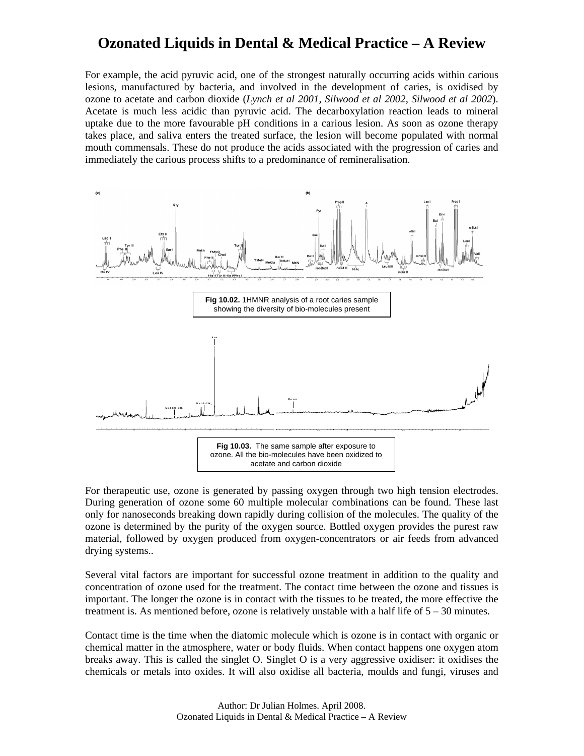For example, the acid pyruvic acid, one of the strongest naturally occurring acids within carious lesions, manufactured by bacteria, and involved in the development of caries, is oxidised by ozone to acetate and carbon dioxide (*Lynch et al 2001, Silwood et al 2002, Silwood et al 2002*). Acetate is much less acidic than pyruvic acid. The decarboxylation reaction leads to mineral uptake due to the more favourable pH conditions in a carious lesion. As soon as ozone therapy takes place, and saliva enters the treated surface, the lesion will become populated with normal mouth commensals. These do not produce the acids associated with the progression of caries and immediately the carious process shifts to a predominance of remineralisation.

**Fig 10.02.** 1HMNR analysis of a root caries sample showing the diversity of bio-molecules present

**Fig 10.03.** The same sample after exposure to ozone. All the bio-molecules have been oxidized to acetate and carbon dioxide

For therapeutic use, ozone is generated by passing oxygen through two high tension electrodes. During generation of ozone some 60 multiple molecular combinations can be found. These last only for nanoseconds breaking down rapidly during collision of the molecules. The quality of the ozone is determined by the purity of the oxygen source. Bottled oxygen provides the purest raw material, followed by oxygen produced from oxygen-concentrators or air feeds from advanced drying systems..

Several vital factors are important for successful ozone treatment in addition to the quality and concentration of ozone used for the treatment. The contact time between the ozone and tissues is important. The longer the ozone is in contact with the tissues to be treated, the more effective the treatment is. As mentioned before, ozone is relatively unstable with a half life of 5 – 30 minutes.

Contact time is the time when the diatomic molecule which is ozone is in contact with organic or chemical matter in the atmosphere, water or body fluids. When contact happens one oxygen atom breaks away. This is called the singlet O. Singlet O is a very aggressive oxidiser: it oxidises the chemicals or metals into oxides. It will also oxidise all bacteria, moulds and fungi, viruses and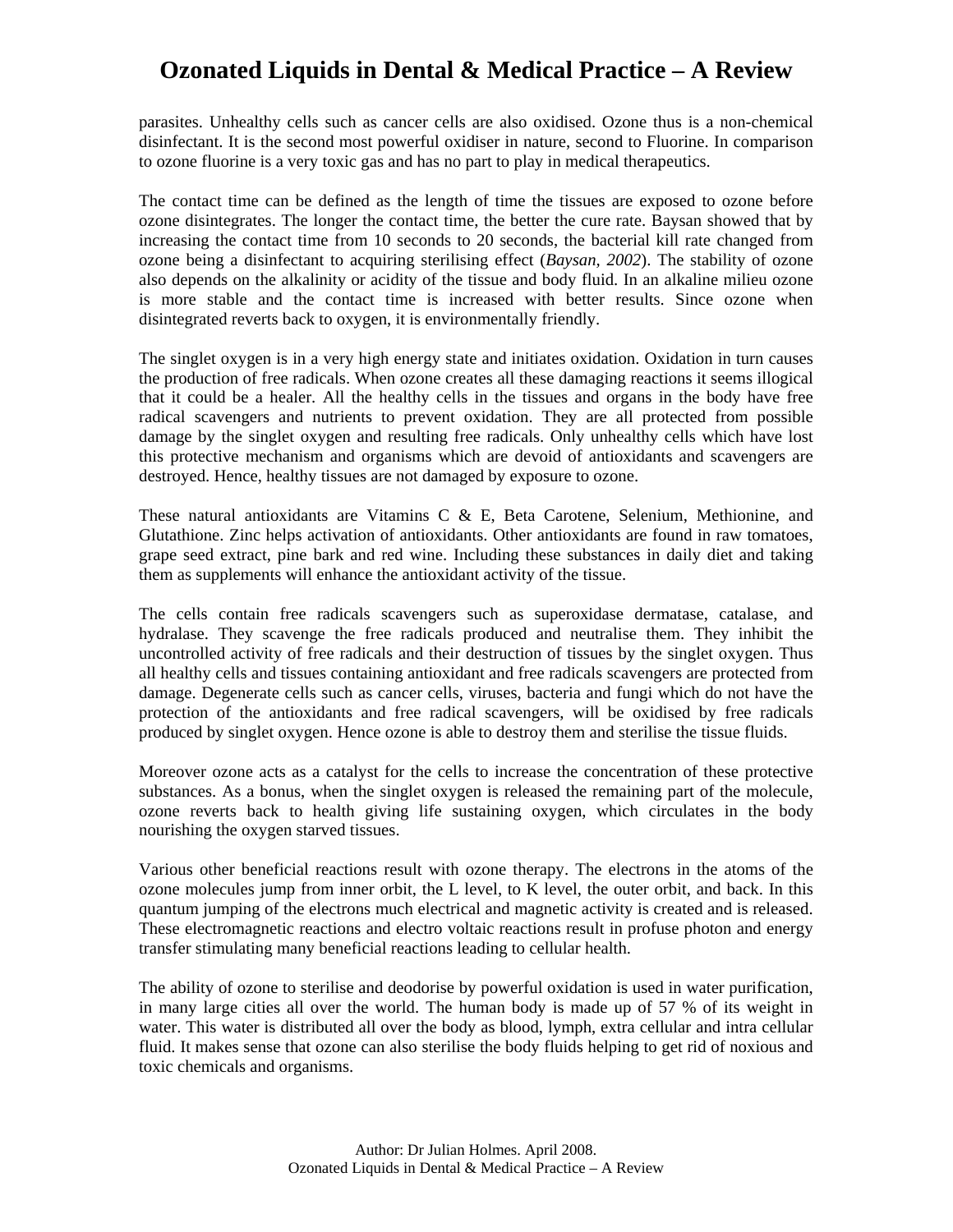parasites. Unhealthy cells such as cancer cells are also oxidised. Ozone thus is a non-chemical disinfectant. It is the second most powerful oxidiser in nature, second to Fluorine. In comparison to ozone fluorine is a very toxic gas and has no part to play in medical therapeutics.

The contact time can be defined as the length of time the tissues are exposed to ozone before ozone disintegrates. The longer the contact time, the better the cure rate. Baysan showed that by increasing the contact time from 10 seconds to 20 seconds, the bacterial kill rate changed from ozone being a disinfectant to acquiring sterilising effect (*Baysan, 2002*). The stability of ozone also depends on the alkalinity or acidity of the tissue and body fluid. In an alkaline milieu ozone is more stable and the contact time is increased with better results. Since ozone when disintegrated reverts back to oxygen, it is environmentally friendly.

The singlet oxygen is in a very high energy state and initiates oxidation. Oxidation in turn causes the production of free radicals. When ozone creates all these damaging reactions it seems illogical that it could be a healer. All the healthy cells in the tissues and organs in the body have free radical scavengers and nutrients to prevent oxidation. They are all protected from possible damage by the singlet oxygen and resulting free radicals. Only unhealthy cells which have lost this protective mechanism and organisms which are devoid of antioxidants and scavengers are destroyed. Hence, healthy tissues are not damaged by exposure to ozone.

These natural antioxidants are Vitamins C & E, Beta Carotene, Selenium, Methionine, and Glutathione. Zinc helps activation of antioxidants. Other antioxidants are found in raw tomatoes, grape seed extract, pine bark and red wine. Including these substances in daily diet and taking them as supplements will enhance the antioxidant activity of the tissue.

The cells contain free radicals scavengers such as superoxidase dermatase, catalase, and hydralase. They scavenge the free radicals produced and neutralise them. They inhibit the uncontrolled activity of free radicals and their destruction of tissues by the singlet oxygen. Thus all healthy cells and tissues containing antioxidant and free radicals scavengers are protected from damage. Degenerate cells such as cancer cells, viruses, bacteria and fungi which do not have the protection of the antioxidants and free radical scavengers, will be oxidised by free radicals produced by singlet oxygen. Hence ozone is able to destroy them and sterilise the tissue fluids.

Moreover ozone acts as a catalyst for the cells to increase the concentration of these protective substances. As a bonus, when the singlet oxygen is released the remaining part of the molecule, ozone reverts back to health giving life sustaining oxygen, which circulates in the body nourishing the oxygen starved tissues.

Various other beneficial reactions result with ozone therapy. The electrons in the atoms of the ozone molecules jump from inner orbit, the L level, to K level, the outer orbit, and back. In this quantum jumping of the electrons much electrical and magnetic activity is created and is released. These electromagnetic reactions and electro voltaic reactions result in profuse photon and energy transfer stimulating many beneficial reactions leading to cellular health.

The ability of ozone to sterilise and deodorise by powerful oxidation is used in water purification, in many large cities all over the world. The human body is made up of 57 % of its weight in water. This water is distributed all over the body as blood, lymph, extra cellular and intra cellular fluid. It makes sense that ozone can also sterilise the body fluids helping to get rid of noxious and toxic chemicals and organisms.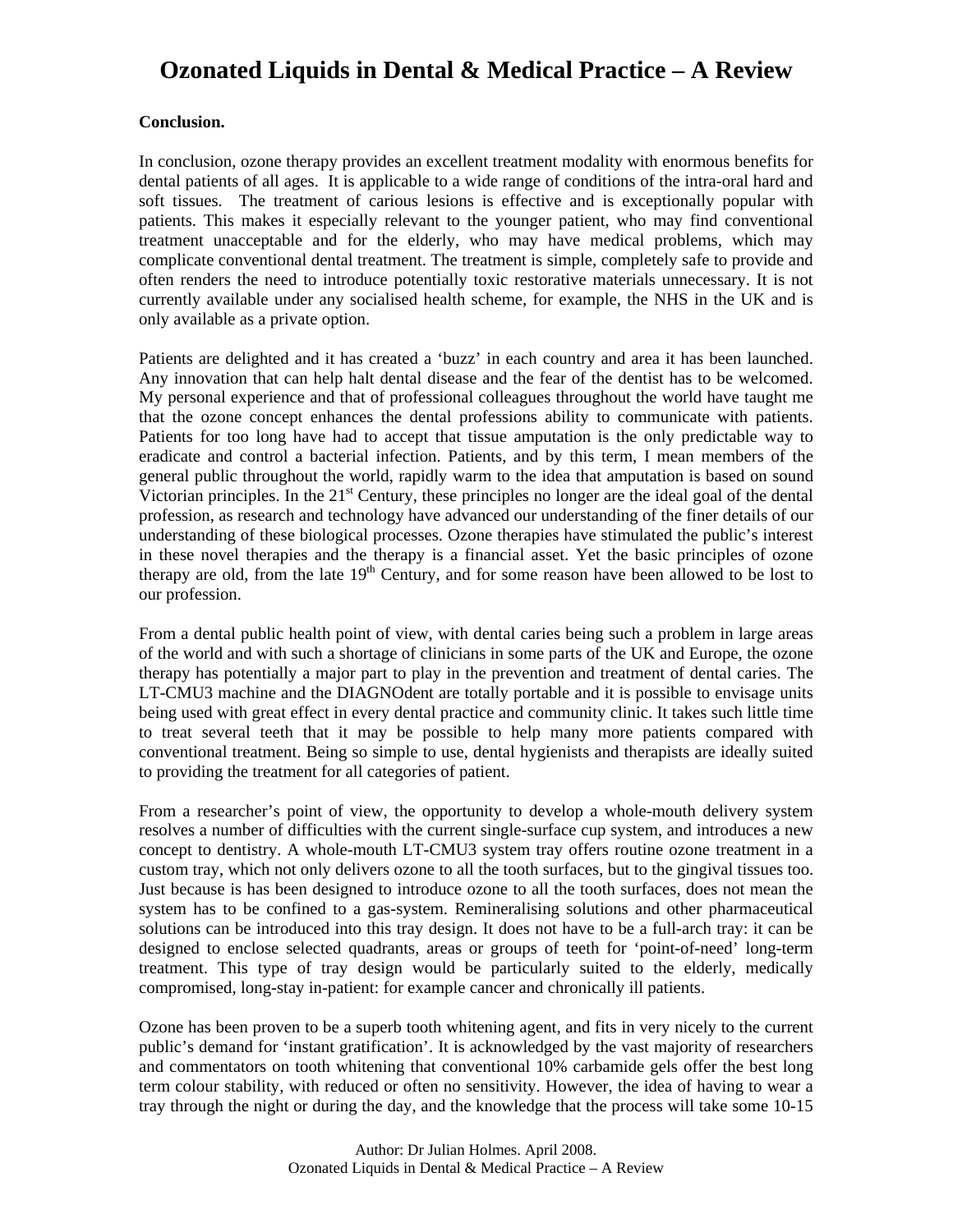**Conclusion.**

In conclusion, ozone therapy provides an excellent treatment modality with enormous benefits for dental patients of all ages. It is applicable to a wide range of conditions of the intra-oral hard and soft tissues. The treatment of carious lesions is effective and is exceptionally popular with patients. This makes it especially relevant to the younger patient, who may find conventional treatment unacceptable and for the elderly, who may have medical problems, which may complicate conventional dental treatment. The treatment is simple, completely safe to provide and often renders the need to introduce potentially toxic restorative materials unnecessary. It is not currently available under any socialised health scheme, for example, the NHS in the UK and is only available as a private option.

Patients are delighted and it has created a 'buzz' in each country and area it has been launched. Any innovation that can help halt dental disease and the fear of the dentist has to be welcomed. My personal experience and that of professional colleagues throughout the world have taught me that the ozone concept enhances the dental professions ability to communicate with patients. Patients for too long have had to accept that tissue amputation is the only predictable way to eradicate and control a bacterial infection. Patients, and by this term, I mean members of the general public throughout the world, rapidly warm to the idea that amputation is based on sound Victorian principles. In the 21st Century, these principles no longer are the ideal goal of the dental profession, as research and technology have advanced our understanding of the finer details of our understanding of these biological processes. Ozone therapies have stimulated the public's interest in these novel therapies and the therapy is a financial asset. Yet the basic principles of ozone therapy are old, from the late 19th Century, and for some reason have been allowed to be lost to our profession.

From a dental public health point of view, with dental caries being such a problem in large areas of the world and with such a shortage of clinicians in some parts of the UK and Europe, the ozone therapy has potentially a major part to play in the prevention and treatment of dental caries. The LT-CMU3 machine and the DIAGNOdent are totally portable and it is possible to envisage units being used with great effect in every dental practice and community clinic. It takes such little time to treat several teeth that it may be possible to help many more patients compared with conventional treatment. Being so simple to use, dental hygienists and therapists are ideally suited to providing the treatment for all categories of patient.

From a researcher's point of view, the opportunity to develop a whole-mouth delivery system resolves a number of difficulties with the current single-surface cup system, and introduces a new concept to dentistry. A whole-mouth LT-CMU3 system tray offers routine ozone treatment in a custom tray, which not only delivers ozone to all the tooth surfaces, but to the gingival tissues too. Just because is has been designed to introduce ozone to all the tooth surfaces, does not mean the system has to be confined to a gas-system. Remineralising solutions and other pharmaceutical solutions can be introduced into this tray design. It does not have to be a full-arch tray: it can be designed to enclose selected quadrants, areas or groups of teeth for 'point-of-need' long-term treatment. This type of tray design would be particularly suited to the elderly, medically compromised, long-stay in-patient: for example cancer and chronically ill patients.

Ozone has been proven to be a superb tooth whitening agent, and fits in very nicely to the current public's demand for 'instant gratification'. It is acknowledged by the vast majority of researchers and commentators on tooth whitening that conventional 10% carbamide gels offer the best long term colour stability, with reduced or often no sensitivity. However, the idea of having to wear a tray through the night or during the day, and the knowledge that the process will take some 10-15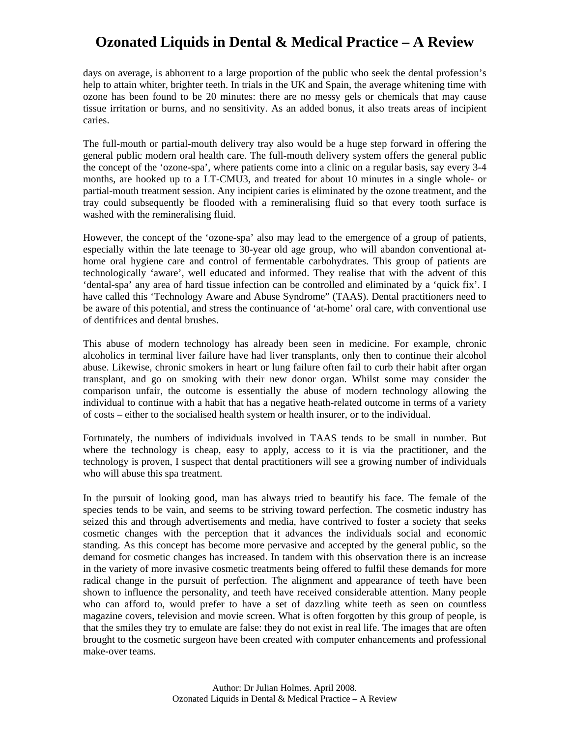days on average, is abhorrent to a large proportion of the public who seek the dental profession's help to attain whiter, brighter teeth. In trials in the UK and Spain, the average whitening time with ozone has been found to be 20 minutes: there are no messy gels or chemicals that may cause tissue irritation or burns, and no sensitivity. As an added bonus, it also treats areas of incipient caries.

The full-mouth or partial-mouth delivery tray also would be a huge step forward in offering the general public modern oral health care. The full-mouth delivery system offers the general public the concept of the 'ozone-spa', where patients come into a clinic on a regular basis, say every 3-4 months, are hooked up to a LT-CMU3, and treated for about 10 minutes in a single whole- or partial-mouth treatment session. Any incipient caries is eliminated by the ozone treatment, and the tray could subsequently be flooded with a remineralising fluid so that every tooth surface is washed with the remineralising fluid.

However, the concept of the 'ozone-spa' also may lead to the emergence of a group of patients, especially within the late teenage to 30-year old age group, who will abandon conventional at-home oral hygiene care and control of fermentable carbohydrates. This group of patients are technologically 'aware', well educated and informed. They realise that with the advent of this 'dental-spa' any area of hard tissue infection can be controlled and eliminated by a 'quick fix'. I have called this 'Technology Aware and Abuse Syndrome" (TAAS). Dental practitioners need to be aware of this potential, and stress the continuance of 'at-home' oral care, with conventional use of dentifrices and dental brushes.

This abuse of modern technology has already been seen in medicine. For example, chronic alcoholics in terminal liver failure have had liver transplants, only then to continue their alcohol abuse. Likewise, chronic smokers in heart or lung failure often fail to curb their habit after organ transplant, and go on smoking with their new donor organ. Whilst some may consider the comparison unfair, the outcome is essentially the abuse of modern technology allowing the individual to continue with a habit that has a negative heath-related outcome in terms of a variety of costs – either to the socialised health system or health insurer, or to the individual.

Fortunately, the numbers of individuals involved in TAAS tends to be small in number. But where the technology is cheap, easy to apply, access to it is via the practitioner, and the technology is proven, I suspect that dental practitioners will see a growing number of individuals who will abuse this spa treatment.

In the pursuit of looking good, man has always tried to beautify his face. The female of the species tends to be vain, and seems to be striving toward perfection. The cosmetic industry has seized this and through advertisements and media, have contrived to foster a society that seeks cosmetic changes with the perception that it advances the individuals social and economic standing. As this concept has become more pervasive and accepted by the general public, so the demand for cosmetic changes has increased. In tandem with this observation there is an increase in the variety of more invasive cosmetic treatments being offered to fulfil these demands for more radical change in the pursuit of perfection. The alignment and appearance of teeth have been shown to influence the personality, and teeth have received considerable attention. Many people who can afford to, would prefer to have a set of dazzling white teeth as seen on countless magazine covers, television and movie screen. What is often forgotten by this group of people, is that the smiles they try to emulate are false: they do not exist in real life. The images that are often brought to the cosmetic surgeon have been created with computer enhancements and professional make-over teams.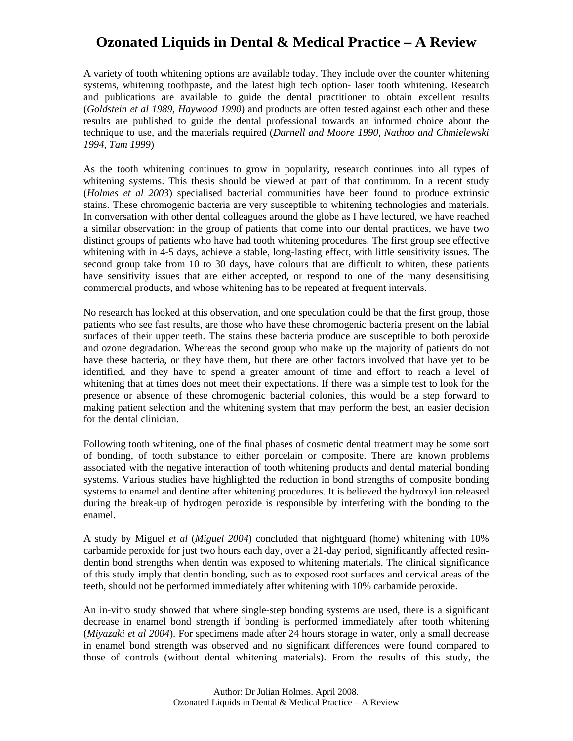# Ozonated Liquids in Dental & Medical Practice – A Review

A variety of tooth whitening options are available today. They include over the counter whitening systems, whitening toothpaste, and the latest high tech option- laser tooth whitening. Research and publications are available to guide the dental practitioner to obtain excellent results (*Goldstein et al 1989, Haywood 1990*) and products are often tested against each other and these results are published to guide the dental professional towards an informed choice about the technique to use, and the materials required (*Darnell and Moore 1990, Nathoo and Chmielewski 1994, Tam 1999*)

As the tooth whitening continues to grow in popularity, research continues into all types of whitening systems. This thesis should be viewed at part of that continuum. In a recent study (*Holmes et al 2003*) specialised bacterial communities have been found to produce extrinsic stains. These chromogenic bacteria are very susceptible to whitening technologies and materials. In conversation with other dental colleagues around the globe as I have lectured, we have reached a similar observation: in the group of patients that come into our dental practices, we have two distinct groups of patients who have had tooth whitening procedures. The first group see effective whitening with in 4-5 days, achieve a stable, long-lasting effect, with little sensitivity issues. The second group take from 10 to 30 days, have colours that are difficult to whiten, these patients have sensitivity issues that are either accepted, or respond to one of the many desensitising commercial products, and whose whitening has to be repeated at frequent intervals.

No research has looked at this observation, and one speculation could be that the first group, those patients who see fast results, are those who have these chromogenic bacteria present on the labial surfaces of their upper teeth. The stains these bacteria produce are susceptible to both peroxide and ozone degradation. Whereas the second group who make up the majority of patients do not have these bacteria, or they have them, but there are other factors involved that have yet to be identified, and they have to spend a greater amount of time and effort to reach a level of whitening that at times does not meet their expectations. If there was a simple test to look for the presence or absence of these chromogenic bacterial colonies, this would be a step forward to making patient selection and the whitening system that may perform the best, an easier decision for the dental clinician.

Following tooth whitening, one of the final phases of cosmetic dental treatment may be some sort of bonding, of tooth substance to either porcelain or composite. There are known problems associated with the negative interaction of tooth whitening products and dental material bonding systems. Various studies have highlighted the reduction in bond strengths of composite bonding systems to enamel and dentine after whitening procedures. It is believed the hydroxyl ion released during the break-up of hydrogen peroxide is responsible by interfering with the bonding to the enamel.

A study by Miguel *et al* (*Miguel 2004*) concluded that nightguard (home) whitening with 10% carbamide peroxide for just two hours each day, over a 21-day period, significantly affected resin-dentin bond strengths when dentin was exposed to whitening materials. The clinical significance of this study imply that dentin bonding, such as to exposed root surfaces and cervical areas of the teeth, should not be performed immediately after whitening with 10% carbamide peroxide.

An in-vitro study showed that where single-step bonding systems are used, there is a significant decrease in enamel bond strength if bonding is performed immediately after tooth whitening (*Miyazaki et al 2004*). For specimens made after 24 hours storage in water, only a small decrease in enamel bond strength was observed and no significant differences were found compared to those of controls (without dental whitening materials). From the results of this study, the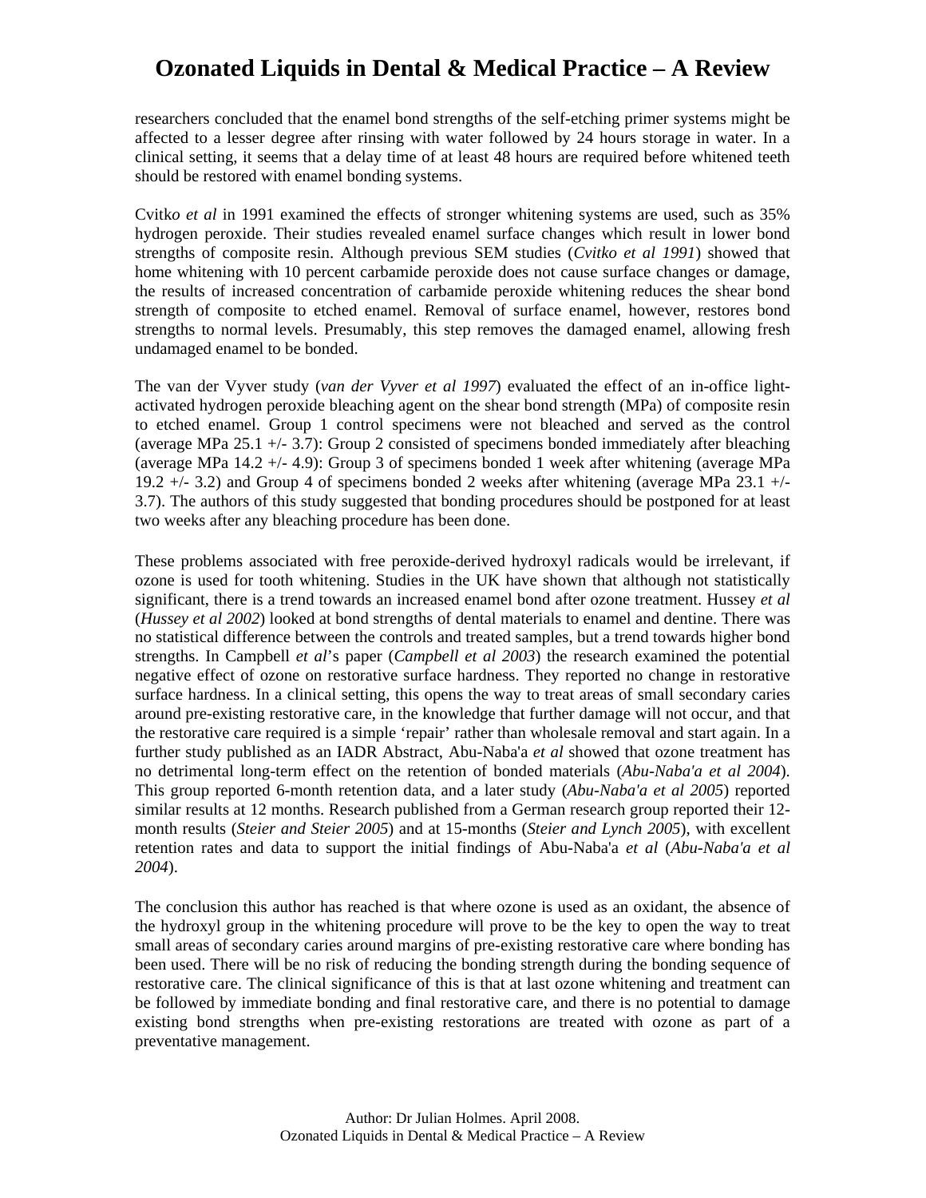researchers concluded that the enamel bond strengths of the self-etching primer systems might be affected to a lesser degree after rinsing with water followed by 24 hours storage in water. In a clinical setting, it seems that a delay time of at least 48 hours are required before whitened teeth should be restored with enamel bonding systems.

Cvitko *et al* in 1991 examined the effects of stronger whitening systems are used, such as 35% hydrogen peroxide. Their studies revealed enamel surface changes which result in lower bond strengths of composite resin. Although previous SEM studies (*Cvitko et al 1991*) showed that home whitening with 10 percent carbamide peroxide does not cause surface changes or damage, the results of increased concentration of carbamide peroxide whitening reduces the shear bond strength of composite to etched enamel. Removal of surface enamel, however, restores bond strengths to normal levels. Presumably, this step removes the damaged enamel, allowing fresh undamaged enamel to be bonded.

The van der Vyver study (*van der Vyver et al 1997*) evaluated the effect of an in-office light-activated hydrogen peroxide bleaching agent on the shear bond strength (MPa) of composite resin to etched enamel. Group 1 control specimens were not bleached and served as the control (average MPa 25.1 +/- 3.7): Group 2 consisted of specimens bonded immediately after bleaching (average MPa 14.2 +/- 4.9): Group 3 of specimens bonded 1 week after whitening (average MPa 19.2 +/- 3.2) and Group 4 of specimens bonded 2 weeks after whitening (average MPa 23.1 +/- 3.7). The authors of this study suggested that bonding procedures should be postponed for at least two weeks after any bleaching procedure has been done.

These problems associated with free peroxide-derived hydroxyl radicals would be irrelevant, if ozone is used for tooth whitening. Studies in the UK have shown that although not statistically significant, there is a trend towards an increased enamel bond after ozone treatment. Hussey *et al* (*Hussey et al 2002*) looked at bond strengths of dental materials to enamel and dentine. There was no statistical difference between the controls and treated samples, but a trend towards higher bond strengths. In Campbell *et al*'s paper (*Campbell et al 2003*) the research examined the potential negative effect of ozone on restorative surface hardness. They reported no change in restorative surface hardness. In a clinical setting, this opens the way to treat areas of small secondary caries around pre-existing restorative care, in the knowledge that further damage will not occur, and that the restorative care required is a simple 'repair' rather than wholesale removal and start again. In a further study published as an IADR Abstract, Abu-Naba'a *et al* showed that ozone treatment has no detrimental long-term effect on the retention of bonded materials (*Abu-Naba'a et al 2004*). This group reported 6-month retention data, and a later study (*Abu-Naba'a et al 2005*) reported similar results at 12 months. Research published from a German research group reported their 12-month results (*Steier and Steier 2005*) and at 15-months (*Steier and Lynch 2005*), with excellent retention rates and data to support the initial findings of Abu-Naba'a *et al* (*Abu-Naba'a et al 2004*).

The conclusion this author has reached is that where ozone is used as an oxidant, the absence of the hydroxyl group in the whitening procedure will prove to be the key to open the way to treat small areas of secondary caries around margins of pre-existing restorative care where bonding has been used. There will be no risk of reducing the bonding strength during the bonding sequence of restorative care. The clinical significance of this is that at last ozone whitening and treatment can be followed by immediate bonding and final restorative care, and there is no potential to damage existing bond strengths when pre-existing restorations are treated with ozone as part of a preventative management.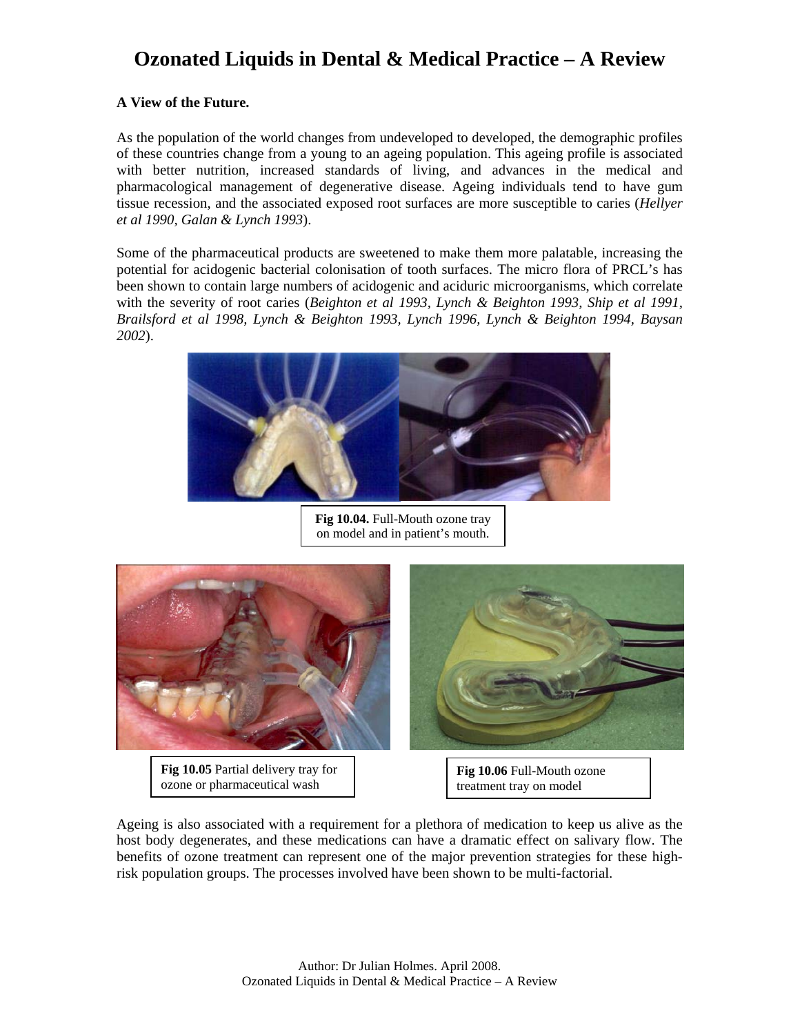# Ozonated Liquids in Dental & Medical Practice – A Review

**A View of the Future.**

As the population of the world changes from undeveloped to developed, the demographic profiles of these countries change from a young to an ageing population. This ageing profile is associated with better nutrition, increased standards of living, and advances in the medical and pharmacological management of degenerative disease. Ageing individuals tend to have gum tissue recession, and the associated exposed root surfaces are more susceptible to caries (*Hellyer et al 1990, Galan & Lynch 1993*).

Some of the pharmaceutical products are sweetened to make them more palatable, increasing the potential for acidogenic bacterial colonisation of tooth surfaces. The micro flora of PRCL's has been shown to contain large numbers of acidogenic and aciduric microorganisms, which correlate with the severity of root caries (*Beighton et al 1993, Lynch & Beighton 1993, Ship et al 1991, Brailsford et al 1998, Lynch & Beighton 1993, Lynch 1996, Lynch & Beighton 1994, Baysan 2002*).

**Fig 10.04.** Full-Mouth ozone tray on model and in patient's mouth.

**Fig 10.05** Partial delivery tray for ozone or pharmaceutical wash

**Fig 10.06** Full-Mouth ozone treatment tray on model

Ageing is also associated with a requirement for a plethora of medication to keep us alive as the host body degenerates, and these medications can have a dramatic effect on salivary flow. The benefits of ozone treatment can represent one of the major prevention strategies for these high-risk population groups. The processes involved have been shown to be multi-factorial.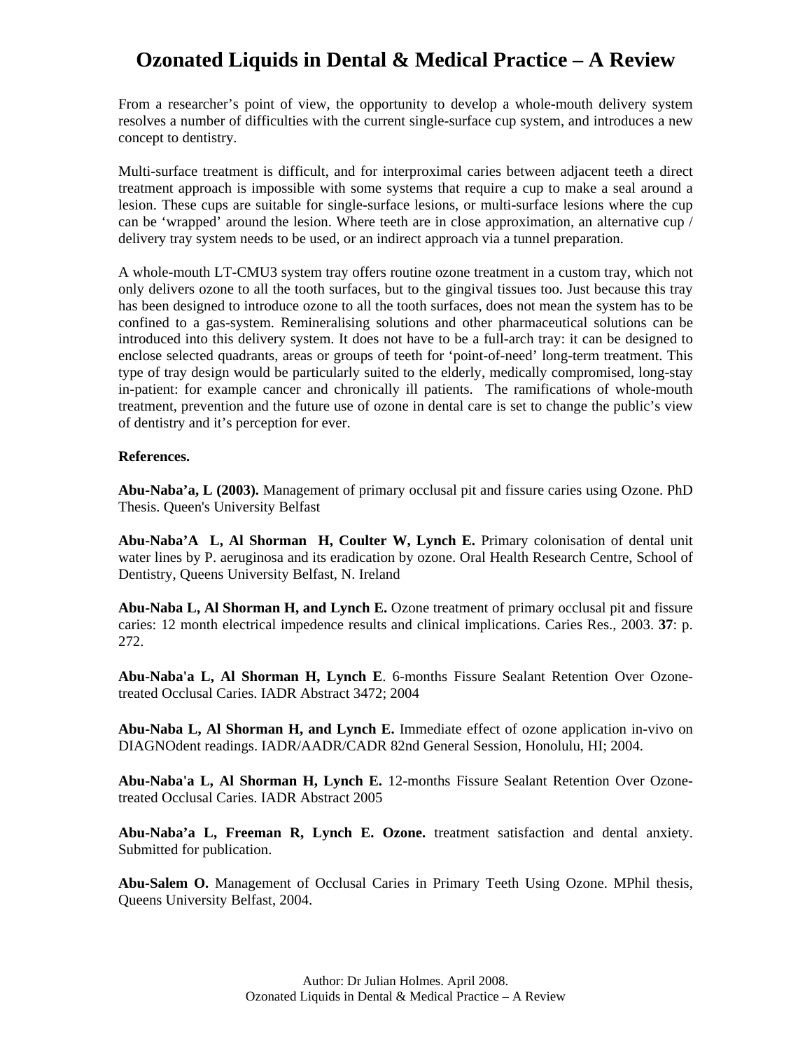# Ozonated Liquids in Dental & Medical Practice – A Review

From a researcher's point of view, the opportunity to develop a whole-mouth delivery system resolves a number of difficulties with the current single-surface cup system, and introduces a new concept to dentistry.

Multi-surface treatment is difficult, and for interproximal caries between adjacent teeth a direct treatment approach is impossible with some systems that require a cup to make a seal around a lesion. These cups are suitable for single-surface lesions, or multi-surface lesions where the cup can be 'wrapped' around the lesion. Where teeth are in close approximation, an alternative cup / delivery tray system needs to be used, or an indirect approach via a tunnel preparation.

A whole-mouth LT-CMU3 system tray offers routine ozone treatment in a custom tray, which not only delivers ozone to all the tooth surfaces, but to the gingival tissues too. Just because this tray has been designed to introduce ozone to all the tooth surfaces, does not mean the system has to be confined to a gas-system. Remineralising solutions and other pharmaceutical solutions can be introduced into this delivery system. It does not have to be a full-arch tray: it can be designed to enclose selected quadrants, areas or groups of teeth for 'point-of-need' long-term treatment. This type of tray design would be particularly suited to the elderly, medically compromised, long-stay in-patient: for example cancer and chronically ill patients. The ramifications of whole-mouth treatment, prevention and the future use of ozone in dental care is set to change the public's view of dentistry and it's perception for ever.

**References.**

**Abu-Naba'a, L (2003).** Management of primary occlusal pit and fissure caries using Ozone. PhD Thesis. Queen's University Belfast

**Abu-Naba'A L, Al Shorman H, Coulter W, Lynch E.** Primary colonisation of dental unit water lines by P. aeruginosa and its eradication by ozone. Oral Health Research Centre, School of Dentistry, Queens University Belfast, N. Ireland

**Abu-Naba L, Al Shorman H, and Lynch E.** Ozone treatment of primary occlusal pit and fissure caries: 12 month electrical impedence results and clinical implications. Caries Res., 2003. **37**: p. 272.

**Abu-Naba'a L, Al Shorman H, Lynch E**. 6-months Fissure Sealant Retention Over Ozone-treated Occlusal Caries. IADR Abstract 3472; 2004

**Abu-Naba L, Al Shorman H, and Lynch E.** Immediate effect of ozone application in-vivo on DIAGNOdent readings. IADR/AADR/CADR 82nd General Session, Honolulu, HI; 2004.

**Abu-Naba'a L, Al Shorman H, Lynch E.** 12-months Fissure Sealant Retention Over Ozone-treated Occlusal Caries. IADR Abstract 2005

**Abu-Naba'a L, Freeman R, Lynch E. Ozone.** treatment satisfaction and dental anxiety. Submitted for publication.

**Abu-Salem O.** Management of Occlusal Caries in Primary Teeth Using Ozone. MPhil thesis, Queens University Belfast, 2004.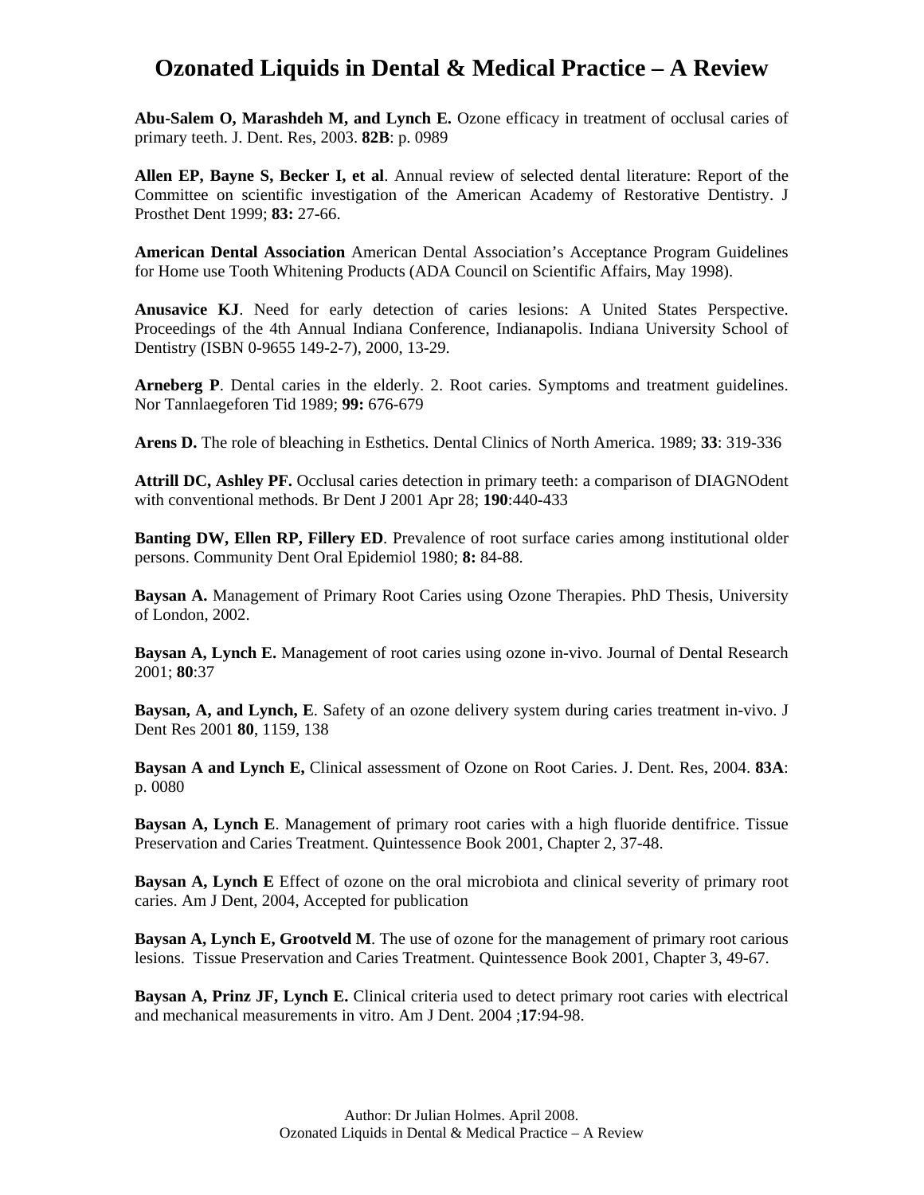# Ozonated Liquids in Dental & Medical Practice – A Review

**Abu-Salem O, Marashdeh M, and Lynch E.** Ozone efficacy in treatment of occlusal caries of primary teeth. J. Dent. Res, 2003. **82B**: p. 0989

**Allen EP, Bayne S, Becker I, et al**. Annual review of selected dental literature: Report of the Committee on scientific investigation of the American Academy of Restorative Dentistry. J Prosthet Dent 1999; **83:** 27-66.

**American Dental Association** American Dental Association's Acceptance Program Guidelines for Home use Tooth Whitening Products (ADA Council on Scientific Affairs, May 1998).

**Anusavice KJ**. Need for early detection of caries lesions: A United States Perspective. Proceedings of the 4th Annual Indiana Conference, Indianapolis. Indiana University School of Dentistry (ISBN 0-9655 149-2-7), 2000, 13-29.

**Arneberg P**. Dental caries in the elderly. 2. Root caries. Symptoms and treatment guidelines. Nor Tannlaegeforen Tid 1989; **99:** 676-679

**Arens D.** The role of bleaching in Esthetics. Dental Clinics of North America. 1989; **33**: 319-336

**Attrill DC, Ashley PF.** Occlusal caries detection in primary teeth: a comparison of DIAGNOdent with conventional methods. Br Dent J 2001 Apr 28; **190**:440-433

**Banting DW, Ellen RP, Fillery ED**. Prevalence of root surface caries among institutional older persons. Community Dent Oral Epidemiol 1980; **8:** 84-88.

**Baysan A.** Management of Primary Root Caries using Ozone Therapies. PhD Thesis, University of London, 2002.

**Baysan A, Lynch E.** Management of root caries using ozone in-vivo. Journal of Dental Research 2001; **80**:37

**Baysan, A, and Lynch, E**. Safety of an ozone delivery system during caries treatment in-vivo. J Dent Res 2001 **80**, 1159, 138

**Baysan A and Lynch E,** Clinical assessment of Ozone on Root Caries. J. Dent. Res, 2004. **83A**: p. 0080

**Baysan A, Lynch E**. Management of primary root caries with a high fluoride dentifrice. Tissue Preservation and Caries Treatment. Quintessence Book 2001, Chapter 2, 37-48.

**Baysan A, Lynch E** Effect of ozone on the oral microbiota and clinical severity of primary root caries. Am J Dent, 2004, Accepted for publication

**Baysan A, Lynch E, Grootveld M**. The use of ozone for the management of primary root carious lesions. Tissue Preservation and Caries Treatment. Quintessence Book 2001, Chapter 3, 49-67.

**Baysan A, Prinz JF, Lynch E.** Clinical criteria used to detect primary root caries with electrical and mechanical measurements in vitro. Am J Dent. 2004 ;**17**:94-98.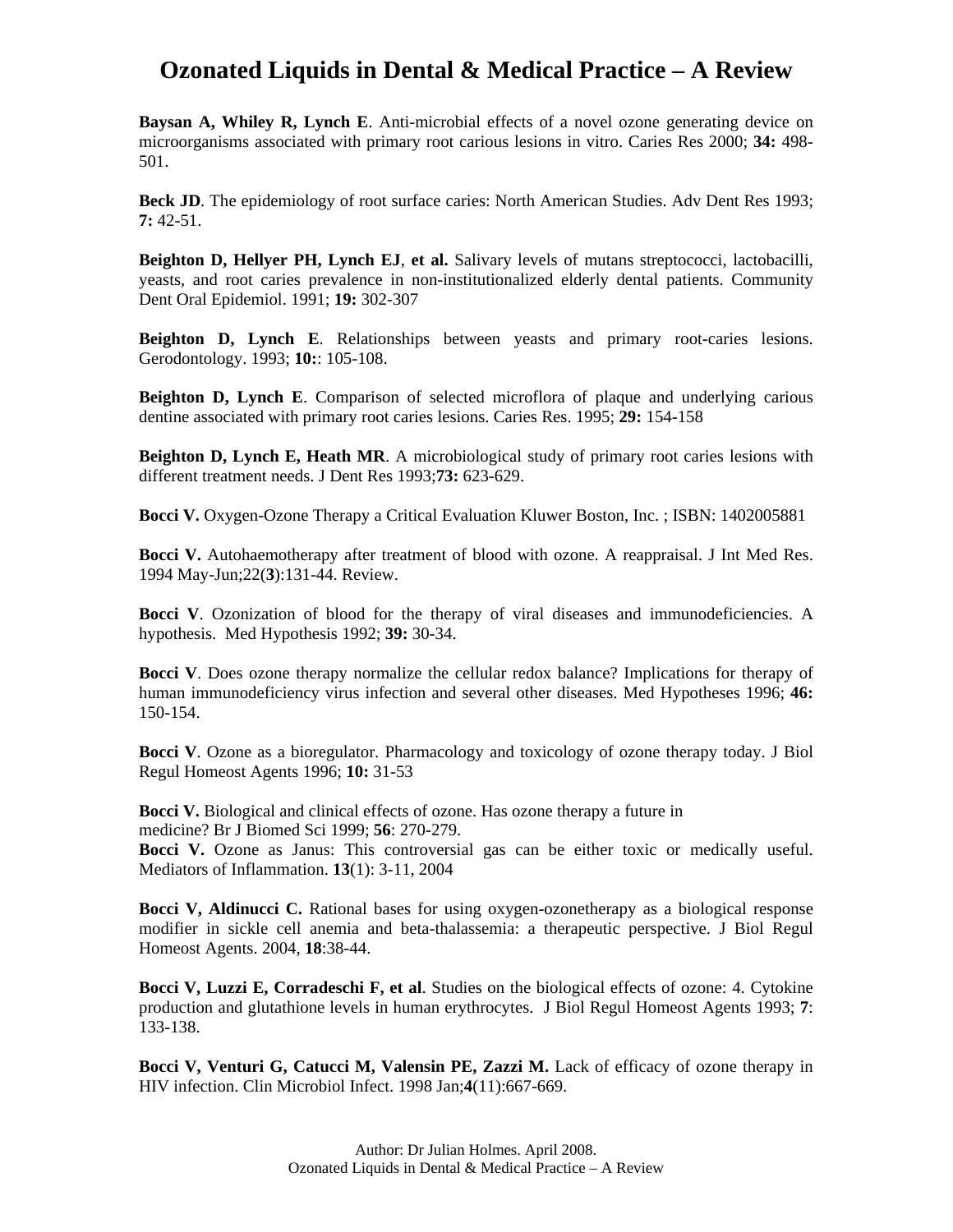**Baysan A, Whiley R, Lynch E**. Anti-microbial effects of a novel ozone generating device on microorganisms associated with primary root carious lesions in vitro. Caries Res 2000; **34:** 498-501.

**Beck JD**. The epidemiology of root surface caries: North American Studies. Adv Dent Res 1993; **7:** 42-51.

**Beighton D, Hellyer PH, Lynch EJ**, **et al.** Salivary levels of mutans streptococci, lactobacilli, yeasts, and root caries prevalence in non-institutionalized elderly dental patients. Community Dent Oral Epidemiol. 1991; **19:** 302-307

**Beighton D, Lynch E**. Relationships between yeasts and primary root-caries lesions. Gerodontology. 1993; **10:**: 105-108.

**Beighton D, Lynch E**. Comparison of selected microflora of plaque and underlying carious dentine associated with primary root caries lesions. Caries Res. 1995; **29:** 154-158

**Beighton D, Lynch E, Heath MR**. A microbiological study of primary root caries lesions with different treatment needs. J Dent Res 1993;**73:** 623-629.

**Bocci V.** Oxygen-Ozone Therapy a Critical Evaluation Kluwer Boston, Inc. ; ISBN: 1402005881

**Bocci V.** Autohaemotherapy after treatment of blood with ozone. A reappraisal. J Int Med Res. 1994 May-Jun;22(**3**):131-44. Review.

**Bocci V**. Ozonization of blood for the therapy of viral diseases and immunodeficiencies. A hypothesis. Med Hypothesis 1992; **39:** 30-34.

**Bocci V**. Does ozone therapy normalize the cellular redox balance? Implications for therapy of human immunodeficiency virus infection and several other diseases. Med Hypotheses 1996; **46:** 150-154.

**Bocci V**. Ozone as a bioregulator. Pharmacology and toxicology of ozone therapy today. J Biol Regul Homeost Agents 1996; **10:** 31-53

**Bocci V.** Biological and clinical effects of ozone. Has ozone therapy a future in medicine? Br J Biomed Sci 1999; **56**: 270-279.

**Bocci V.** Ozone as Janus: This controversial gas can be either toxic or medically useful. Mediators of Inflammation. **13**(1): 3-11, 2004

**Bocci V, Aldinucci C.** Rational bases for using oxygen-ozonetherapy as a biological response modifier in sickle cell anemia and beta-thalassemia: a therapeutic perspective. J Biol Regul Homeost Agents. 2004, **18**:38-44.

**Bocci V, Luzzi E, Corradeschi F, et al**. Studies on the biological effects of ozone: 4. Cytokine production and glutathione levels in human erythrocytes. J Biol Regul Homeost Agents 1993; **7**: 133-138.

**Bocci V, Venturi G, Catucci M, Valensin PE, Zazzi M.** Lack of efficacy of ozone therapy in HIV infection. Clin Microbiol Infect. 1998 Jan;**4**(11):667-669.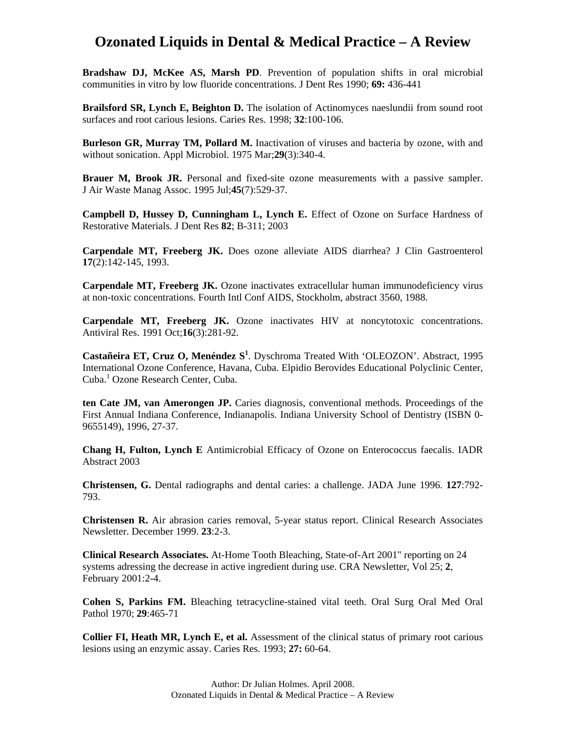**Bradshaw DJ, McKee AS, Marsh PD**. Prevention of population shifts in oral microbial communities in vitro by low fluoride concentrations. J Dent Res 1990; **69:** 436-441

**Brailsford SR, Lynch E, Beighton D.** The isolation of Actinomyces naeslundii from sound root surfaces and root carious lesions. Caries Res. 1998; **32**:100-106.

**Burleson GR, Murray TM, Pollard M.** Inactivation of viruses and bacteria by ozone, with and without sonication. Appl Microbiol. 1975 Mar;**29**(3):340-4.

**Brauer M, Brook JR.** Personal and fixed-site ozone measurements with a passive sampler. J Air Waste Manag Assoc. 1995 Jul;**45**(7):529-37.

**Campbell D, Hussey D, Cunningham L, Lynch E.** Effect of Ozone on Surface Hardness of Restorative Materials. J Dent Res **82**; B-311; 2003

**Carpendale MT, Freeberg JK.** Does ozone alleviate AIDS diarrhea? J Clin Gastroenterol **17**(2):142-145, 1993.

**Carpendale MT, Freeberg JK.** Ozone inactivates extracellular human immunodeficiency virus at non-toxic concentrations. Fourth Intl Conf AIDS, Stockholm, abstract 3560, 1988.

**Carpendale MT, Freeberg JK.** Ozone inactivates HIV at noncytotoxic concentrations. Antiviral Res. 1991 Oct;**16**(3):281-92.

**Castañeira ET, Cruz O, Menéndez S[1]**. Dyschroma Treated With 'OLEOZON'. Abstract, 1995 International Ozone Conference, Havana, Cuba. Elpidio Berovides Educational Polyclinic Center, Cuba.[1] Ozone Research Center, Cuba.

**ten Cate JM, van Amerongen JP.** Caries diagnosis, conventional methods. Proceedings of the First Annual Indiana Conference, Indianapolis. Indiana University School of Dentistry (ISBN 0-9655149), 1996, 27-37.

**Chang H, Fulton, Lynch E** Antimicrobial Efficacy of Ozone on Enterococcus faecalis. IADR Abstract 2003

**Christensen, G.** Dental radiographs and dental caries: a challenge. JADA June 1996. **127**:792-793.

**Christensen R.** Air abrasion caries removal, 5-year status report. Clinical Research Associates Newsletter. December 1999. **23**:2-3.

**Clinical Research Associates.** At-Home Tooth Bleaching, State-of-Art 2001" reporting on 24 systems adressing the decrease in active ingredient during use. CRA Newsletter, Vol 25; **2**, February 2001:2-4.

**Cohen S, Parkins FM.** Bleaching tetracycline-stained vital teeth. Oral Surg Oral Med Oral Pathol 1970; **29**:465-71

**Collier FI, Heath MR, Lynch E, et al.** Assessment of the clinical status of primary root carious lesions using an enzymic assay. Caries Res. 1993; **27:** 60-64.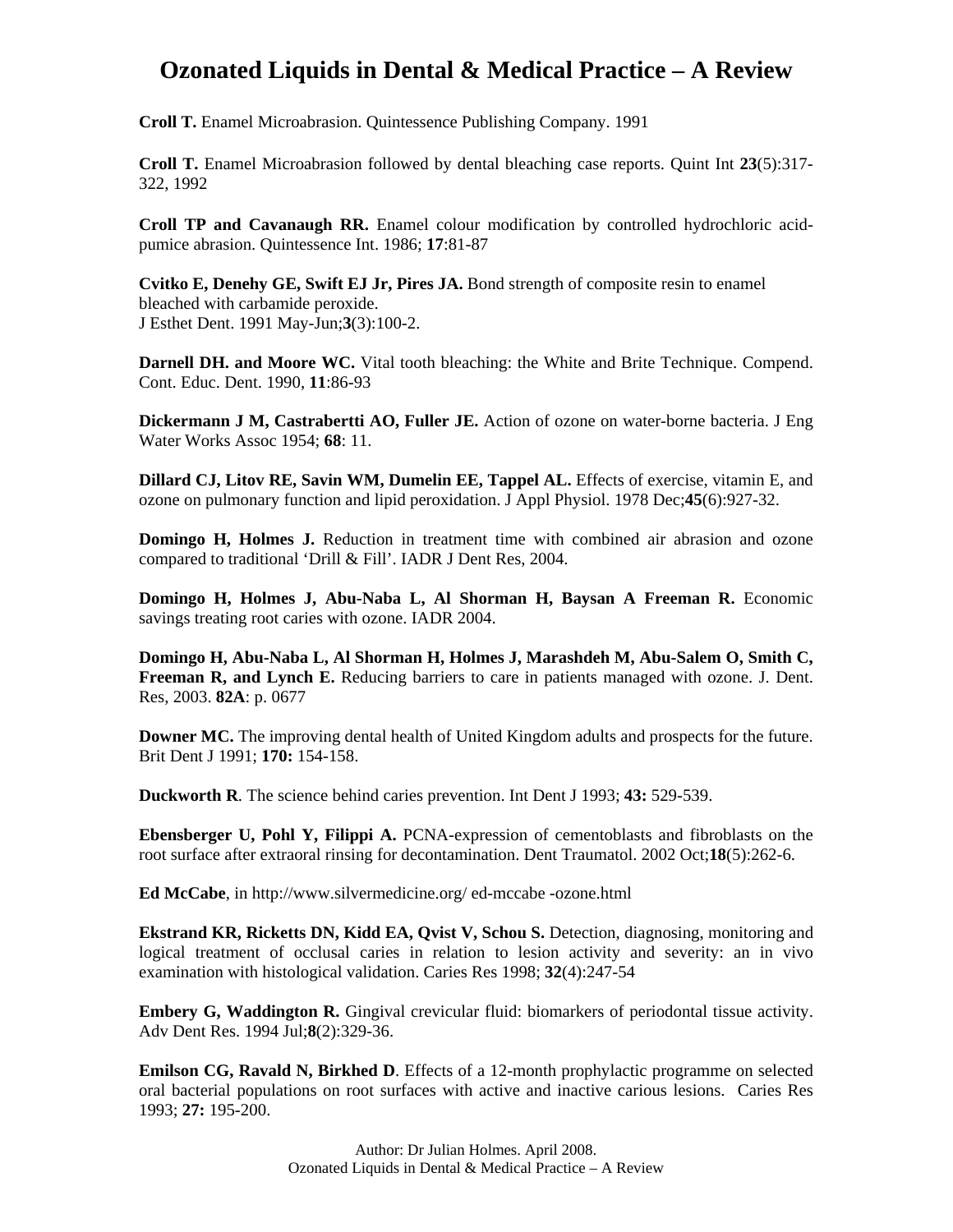**Croll T.** Enamel Microabrasion. Quintessence Publishing Company. 1991

**Croll T.** Enamel Microabrasion followed by dental bleaching case reports. Quint Int **23**(5):317-322, 1992

**Croll TP and Cavanaugh RR.** Enamel colour modification by controlled hydrochloric acid-pumice abrasion. Quintessence Int. 1986; **17**:81-87

**Cvitko E, Denehy GE, Swift EJ Jr, Pires JA.** Bond strength of composite resin to enamel bleached with carbamide peroxide.
J Esthet Dent. 1991 May-Jun;**3**(3):100-2.

**Darnell DH. and Moore WC.** Vital tooth bleaching: the White and Brite Technique. Compend. Cont. Educ. Dent. 1990, **11**:86-93

**Dickermann J M, Castrabertti AO, Fuller JE.** Action of ozone on water-borne bacteria. J Eng Water Works Assoc 1954; **68**: 11.

**Dillard CJ, Litov RE, Savin WM, Dumelin EE, Tappel AL.** Effects of exercise, vitamin E, and ozone on pulmonary function and lipid peroxidation. J Appl Physiol. 1978 Dec;**45**(6):927-32.

**Domingo H, Holmes J.** Reduction in treatment time with combined air abrasion and ozone compared to traditional 'Drill & Fill'. IADR J Dent Res, 2004.

**Domingo H, Holmes J, Abu-Naba L, Al Shorman H, Baysan A Freeman R.** Economic savings treating root caries with ozone. IADR 2004.

**Domingo H, Abu-Naba L, Al Shorman H, Holmes J, Marashdeh M, Abu-Salem O, Smith C, Freeman R, and Lynch E.** Reducing barriers to care in patients managed with ozone. J. Dent. Res, 2003. **82A**: p. 0677

**Downer MC.** The improving dental health of United Kingdom adults and prospects for the future. Brit Dent J 1991; **170:** 154-158.

**Duckworth R**. The science behind caries prevention. Int Dent J 1993; **43:** 529-539.

**Ebensberger U, Pohl Y, Filippi A.** PCNA-expression of cementoblasts and fibroblasts on the root surface after extraoral rinsing for decontamination. Dent Traumatol. 2002 Oct;**18**(5):262-6.

**Ed McCabe**, in http://www.silvermedicine.org/ ed-mccabe -ozone.html

**Ekstrand KR, Ricketts DN, Kidd EA, Qvist V, Schou S.** Detection, diagnosing, monitoring and logical treatment of occlusal caries in relation to lesion activity and severity: an in vivo examination with histological validation. Caries Res 1998; **32**(4):247-54

**Embery G, Waddington R.** Gingival crevicular fluid: biomarkers of periodontal tissue activity. Adv Dent Res. 1994 Jul;**8**(2):329-36.

**Emilson CG, Ravald N, Birkhed D**. Effects of a 12-month prophylactic programme on selected oral bacterial populations on root surfaces with active and inactive carious lesions. Caries Res 1993; **27:** 195-200.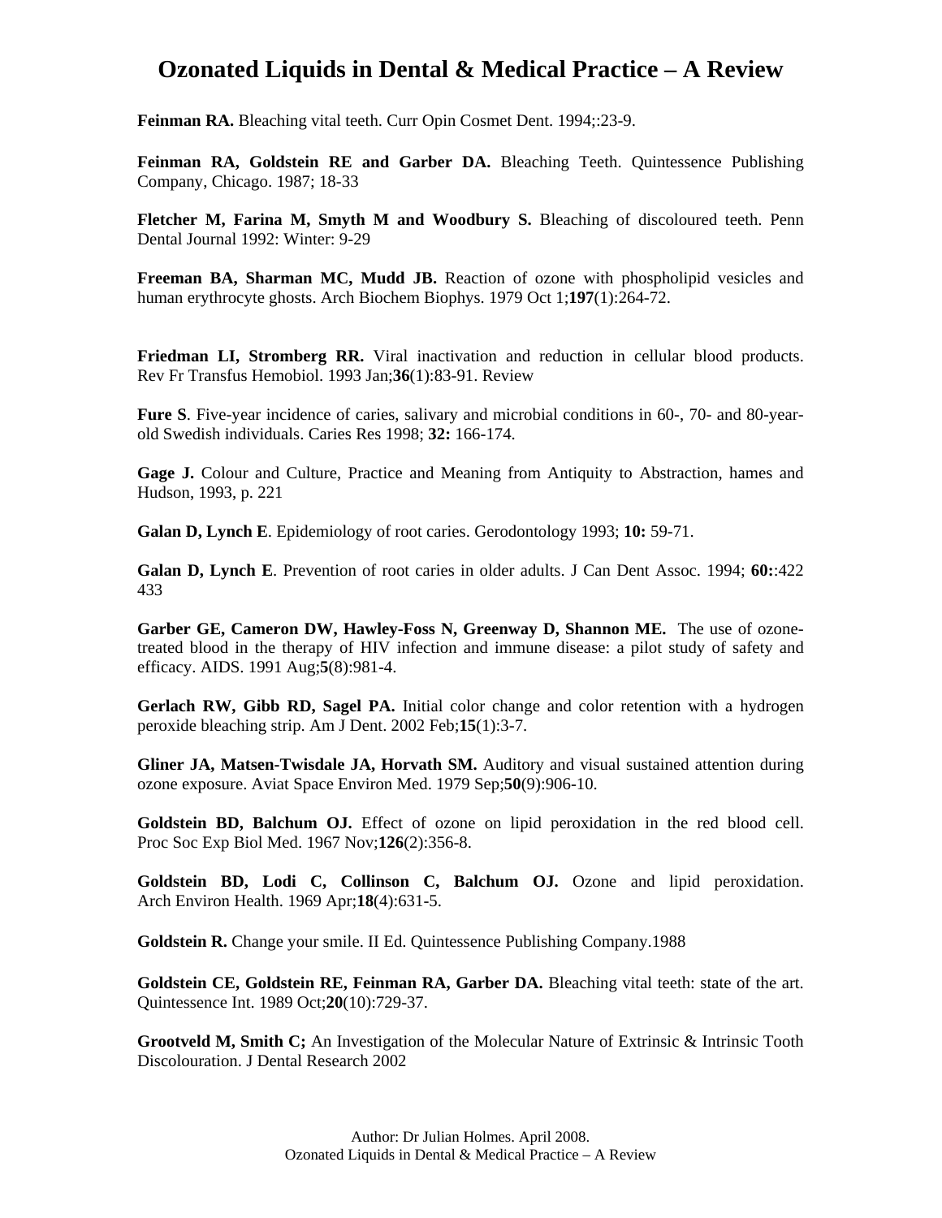Feinman RA. Bleaching vital teeth. Curr Opin Cosmet Dent. 1994;:23-9.

**Feinman RA, Goldstein RE and Garber DA.** Bleaching Teeth. Quintessence Publishing Company, Chicago. 1987; 18-33

**Fletcher M, Farina M, Smyth M and Woodbury S.** Bleaching of discoloured teeth. Penn Dental Journal 1992: Winter: 9-29

**Freeman BA, Sharman MC, Mudd JB.** Reaction of ozone with phospholipid vesicles and human erythrocyte ghosts. Arch Biochem Biophys. 1979 Oct 1;**197**(1):264-72.

**Friedman LI, Stromberg RR.** Viral inactivation and reduction in cellular blood products. Rev Fr Transfus Hemobiol. 1993 Jan;**36**(1):83-91. Review

**Fure S**. Five-year incidence of caries, salivary and microbial conditions in 60-, 70- and 80-year-old Swedish individuals. Caries Res 1998; **32:** 166-174.

**Gage J.** Colour and Culture, Practice and Meaning from Antiquity to Abstraction, hames and Hudson, 1993, p. 221

**Galan D, Lynch E**. Epidemiology of root caries. Gerodontology 1993; **10:** 59-71.

**Galan D, Lynch E**. Prevention of root caries in older adults. J Can Dent Assoc. 1994; **60:**:422 433

**Garber GE, Cameron DW, Hawley-Foss N, Greenway D, Shannon ME.** The use of ozone-treated blood in the therapy of HIV infection and immune disease: a pilot study of safety and efficacy. AIDS. 1991 Aug;**5**(8):981-4.

**Gerlach RW, Gibb RD, Sagel PA.** Initial color change and color retention with a hydrogen peroxide bleaching strip. Am J Dent. 2002 Feb;**15**(1):3-7.

**Gliner JA, Matsen-Twisdale JA, Horvath SM.** Auditory and visual sustained attention during ozone exposure. Aviat Space Environ Med. 1979 Sep;**50**(9):906-10.

**Goldstein BD, Balchum OJ.** Effect of ozone on lipid peroxidation in the red blood cell. Proc Soc Exp Biol Med. 1967 Nov;**126**(2):356-8.

**Goldstein BD, Lodi C, Collinson C, Balchum OJ.** Ozone and lipid peroxidation. Arch Environ Health. 1969 Apr;**18**(4):631-5.

**Goldstein R.** Change your smile. II Ed. Quintessence Publishing Company.1988

**Goldstein CE, Goldstein RE, Feinman RA, Garber DA.** Bleaching vital teeth: state of the art. Quintessence Int. 1989 Oct;**20**(10):729-37.

**Grootveld M, Smith C;** An Investigation of the Molecular Nature of Extrinsic & Intrinsic Tooth Discolouration. J Dental Research 2002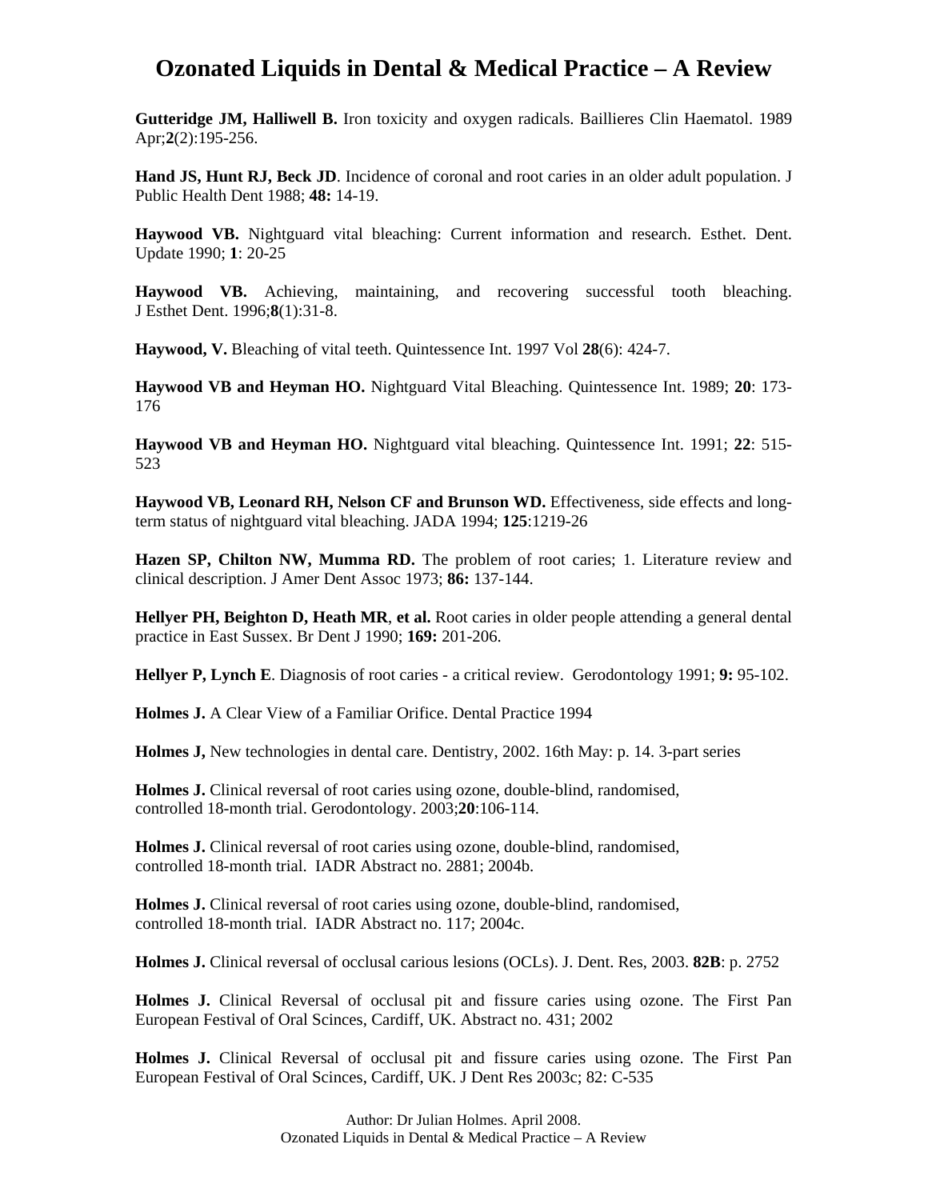**Gutteridge JM, Halliwell B.** Iron toxicity and oxygen radicals. Baillieres Clin Haematol. 1989 Apr;**2**(2):195-256.

**Hand JS, Hunt RJ, Beck JD**. Incidence of coronal and root caries in an older adult population. J Public Health Dent 1988; **48:** 14-19.

**Haywood VB.** Nightguard vital bleaching: Current information and research. Esthet. Dent. Update 1990; **1**: 20-25

**Haywood VB.** Achieving, maintaining, and recovering successful tooth bleaching. J Esthet Dent. 1996;**8**(1):31-8.

**Haywood, V.** Bleaching of vital teeth. Quintessence Int. 1997 Vol **28**(6): 424-7.

**Haywood VB and Heyman HO.** Nightguard Vital Bleaching. Quintessence Int. 1989; **20**: 173-176

**Haywood VB and Heyman HO.** Nightguard vital bleaching. Quintessence Int. 1991; **22**: 515-523

**Haywood VB, Leonard RH, Nelson CF and Brunson WD.** Effectiveness, side effects and long-term status of nightguard vital bleaching. JADA 1994; **125**:1219-26

**Hazen SP, Chilton NW, Mumma RD.** The problem of root caries; 1. Literature review and clinical description. J Amer Dent Assoc 1973; **86:** 137-144.

**Hellyer PH, Beighton D, Heath MR**, **et al.** Root caries in older people attending a general dental practice in East Sussex. Br Dent J 1990; **169:** 201-206.

**Hellyer P, Lynch E**. Diagnosis of root caries - a critical review. Gerodontology 1991; **9:** 95-102.

**Holmes J.** A Clear View of a Familiar Orifice. Dental Practice 1994

**Holmes J,** New technologies in dental care. Dentistry, 2002. 16th May: p. 14. 3-part series

**Holmes J.** Clinical reversal of root caries using ozone, double-blind, randomised, controlled 18-month trial. Gerodontology. 2003;**20**:106-114.

**Holmes J.** Clinical reversal of root caries using ozone, double-blind, randomised, controlled 18-month trial. IADR Abstract no. 2881; 2004b.

**Holmes J.** Clinical reversal of root caries using ozone, double-blind, randomised, controlled 18-month trial. IADR Abstract no. 117; 2004c.

**Holmes J.** Clinical reversal of occlusal carious lesions (OCLs). J. Dent. Res, 2003. **82B**: p. 2752

**Holmes J.** Clinical Reversal of occlusal pit and fissure caries using ozone. The First Pan European Festival of Oral Scinces, Cardiff, UK. Abstract no. 431; 2002

**Holmes J.** Clinical Reversal of occlusal pit and fissure caries using ozone. The First Pan European Festival of Oral Scinces, Cardiff, UK. J Dent Res 2003c; 82: C-535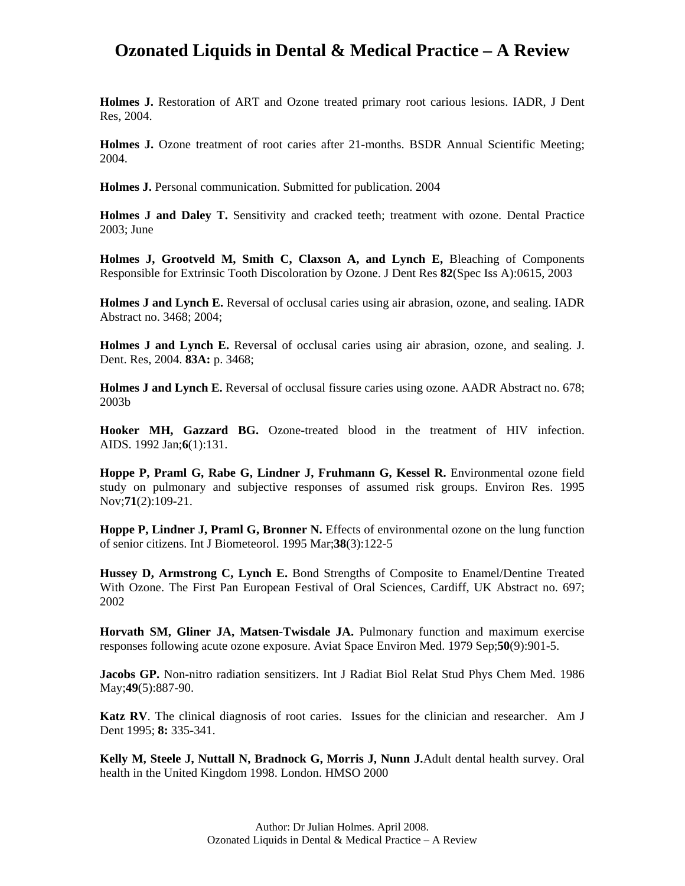**Holmes J.** Restoration of ART and Ozone treated primary root carious lesions. IADR, J Dent Res, 2004.

**Holmes J.** Ozone treatment of root caries after 21-months. BSDR Annual Scientific Meeting; 2004.

**Holmes J.** Personal communication. Submitted for publication. 2004

**Holmes J and Daley T.** Sensitivity and cracked teeth; treatment with ozone. Dental Practice 2003; June

**Holmes J, Grootveld M, Smith C, Claxson A, and Lynch E,** Bleaching of Components Responsible for Extrinsic Tooth Discoloration by Ozone. J Dent Res **82**(Spec Iss A):0615, 2003

**Holmes J and Lynch E.** Reversal of occlusal caries using air abrasion, ozone, and sealing. IADR Abstract no. 3468; 2004;

**Holmes J and Lynch E.** Reversal of occlusal caries using air abrasion, ozone, and sealing. J. Dent. Res, 2004. **83A:** p. 3468;

**Holmes J and Lynch E.** Reversal of occlusal fissure caries using ozone. AADR Abstract no. 678; 2003b

**Hooker MH, Gazzard BG.** Ozone-treated blood in the treatment of HIV infection. AIDS. 1992 Jan;**6**(1):131.

**Hoppe P, Praml G, Rabe G, Lindner J, Fruhmann G, Kessel R.** Environmental ozone field study on pulmonary and subjective responses of assumed risk groups. Environ Res. 1995 Nov;**71**(2):109-21.

**Hoppe P, Lindner J, Praml G, Bronner N.** Effects of environmental ozone on the lung function of senior citizens. Int J Biometeorol. 1995 Mar;**38**(3):122-5

**Hussey D, Armstrong C, Lynch E.** Bond Strengths of Composite to Enamel/Dentine Treated With Ozone. The First Pan European Festival of Oral Sciences, Cardiff, UK Abstract no. 697; 2002

**Horvath SM, Gliner JA, Matsen-Twisdale JA.** Pulmonary function and maximum exercise responses following acute ozone exposure. Aviat Space Environ Med. 1979 Sep;**50**(9):901-5.

**Jacobs GP.** Non-nitro radiation sensitizers. Int J Radiat Biol Relat Stud Phys Chem Med. 1986 May;**49**(5):887-90.

**Katz RV**. The clinical diagnosis of root caries. Issues for the clinician and researcher. Am J Dent 1995; **8:** 335-341.

**Kelly M, Steele J, Nuttall N, Bradnock G, Morris J, Nunn J.**Adult dental health survey. Oral health in the United Kingdom 1998. London. HMSO 2000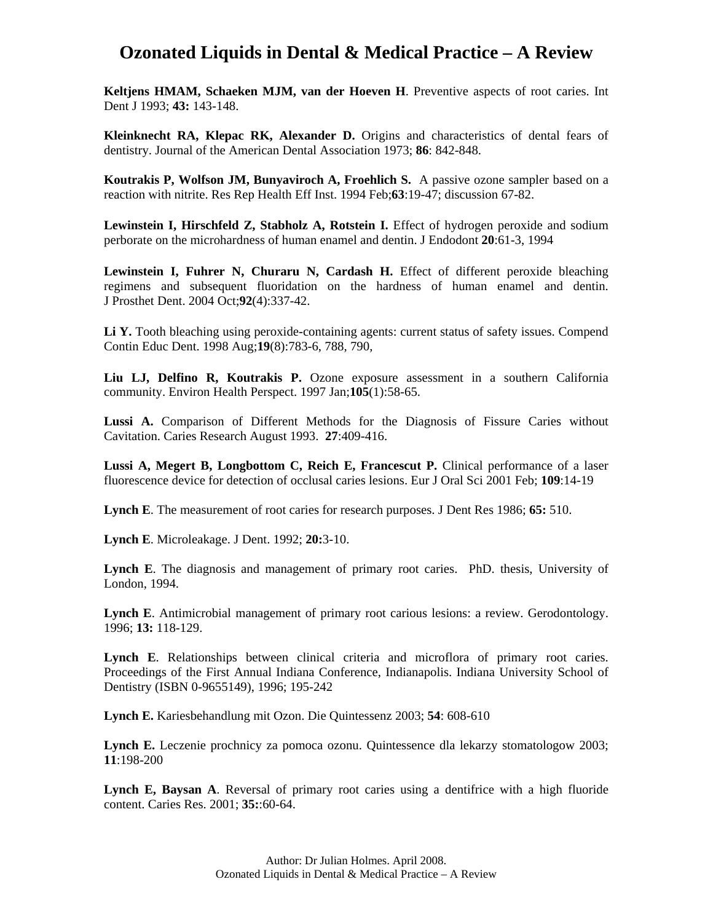**Keltjens HMAM, Schaeken MJM, van der Hoeven H**. Preventive aspects of root caries. Int Dent J 1993; **43:** 143-148.

**Kleinknecht RA, Klepac RK, Alexander D.** Origins and characteristics of dental fears of dentistry. Journal of the American Dental Association 1973; **86**: 842-848.

**Koutrakis P, Wolfson JM, Bunyaviroch A, Froehlich S.** A passive ozone sampler based on a reaction with nitrite. Res Rep Health Eff Inst. 1994 Feb;**63**:19-47; discussion 67-82.

**Lewinstein I, Hirschfeld Z, Stabholz A, Rotstein I.** Effect of hydrogen peroxide and sodium perborate on the microhardness of human enamel and dentin. J Endodont **20**:61-3, 1994

**Lewinstein I, Fuhrer N, Churaru N, Cardash H.** Effect of different peroxide bleaching regimens and subsequent fluoridation on the hardness of human enamel and dentin. J Prosthet Dent. 2004 Oct;**92**(4):337-42.

**Li Y.** Tooth bleaching using peroxide-containing agents: current status of safety issues. Compend Contin Educ Dent. 1998 Aug;**19**(8):783-6, 788, 790,

**Liu LJ, Delfino R, Koutrakis P.** Ozone exposure assessment in a southern California community. Environ Health Perspect. 1997 Jan;**105**(1):58-65.

**Lussi A.** Comparison of Different Methods for the Diagnosis of Fissure Caries without Cavitation. Caries Research August 1993. **27**:409-416.

**Lussi A, Megert B, Longbottom C, Reich E, Francescut P.** Clinical performance of a laser fluorescence device for detection of occlusal caries lesions. Eur J Oral Sci 2001 Feb; **109**:14-19

**Lynch E**. The measurement of root caries for research purposes. J Dent Res 1986; **65:** 510.

**Lynch E**. Microleakage. J Dent. 1992; **20:**3-10.

**Lynch E**. The diagnosis and management of primary root caries. PhD. thesis, University of London, 1994.

**Lynch E**. Antimicrobial management of primary root carious lesions: a review. Gerodontology. 1996; **13:** 118-129.

**Lynch E**. Relationships between clinical criteria and microflora of primary root caries. Proceedings of the First Annual Indiana Conference, Indianapolis. Indiana University School of Dentistry (ISBN 0-9655149), 1996; 195-242

**Lynch E.** Kariesbehandlung mit Ozon. Die Quintessenz 2003; **54**: 608-610

**Lynch E.** Leczenie prochnicy za pomoca ozonu. Quintessence dla lekarzy stomatologow 2003; **11**:198-200

**Lynch E, Baysan A**. Reversal of primary root caries using a dentifrice with a high fluoride content. Caries Res. 2001; **35:**:60-64.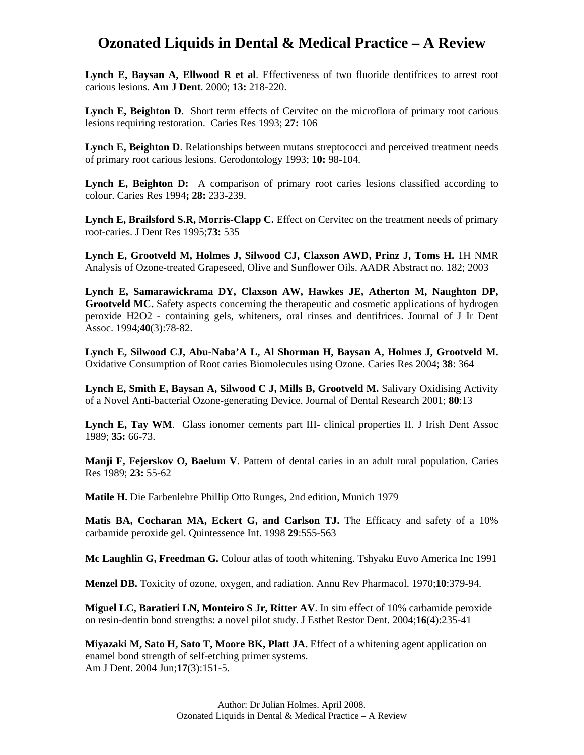**Lynch E, Baysan A, Ellwood R et al**. Effectiveness of two fluoride dentifrices to arrest root carious lesions. **Am J Dent**. 2000; **13:** 218-220.

**Lynch E, Beighton D**. Short term effects of Cervitec on the microflora of primary root carious lesions requiring restoration. Caries Res 1993; **27:** 106

**Lynch E, Beighton D**. Relationships between mutans streptococci and perceived treatment needs of primary root carious lesions. Gerodontology 1993; **10:** 98-104.

**Lynch E, Beighton D:** A comparison of primary root caries lesions classified according to colour. Caries Res 1994**; 28:** 233-239.

**Lynch E, Brailsford S.R, Morris-Clapp C.** Effect on Cervitec on the treatment needs of primary root-caries. J Dent Res 1995;**73:** 535

**Lynch E, Grootveld M, Holmes J, Silwood CJ, Claxson AWD, Prinz J, Toms H.** 1H NMR Analysis of Ozone-treated Grapeseed, Olive and Sunflower Oils. AADR Abstract no. 182; 2003

**Lynch E, Samarawickrama DY, Claxson AW, Hawkes JE, Atherton M, Naughton DP, Grootveld MC.** Safety aspects concerning the therapeutic and cosmetic applications of hydrogen peroxide H2O2 - containing gels, whiteners, oral rinses and dentifrices. Journal of J Ir Dent Assoc. 1994;**40**(3):78-82.

**Lynch E, Silwood CJ, Abu-Naba'A L, Al Shorman H, Baysan A, Holmes J, Grootveld M.** Oxidative Consumption of Root caries Biomolecules using Ozone. Caries Res 2004; **38**: 364

**Lynch E, Smith E, Baysan A, Silwood C J, Mills B, Grootveld M.** Salivary Oxidising Activity of a Novel Anti-bacterial Ozone-generating Device. Journal of Dental Research 2001; **80**:13

**Lynch E, Tay WM**. Glass ionomer cements part III- clinical properties II. J Irish Dent Assoc 1989; **35:** 66-73.

**Manji F, Fejerskov O, Baelum V**. Pattern of dental caries in an adult rural population. Caries Res 1989; **23:** 55-62

**Matile H.** Die Farbenlehre Phillip Otto Runges, 2nd edition, Munich 1979

**Matis BA, Cocharan MA, Eckert G, and Carlson TJ.** The Efficacy and safety of a 10% carbamide peroxide gel. Quintessence Int. 1998 **29**:555-563

**Mc Laughlin G, Freedman G.** Colour atlas of tooth whitening. Tshyaku Euvo America Inc 1991

**Menzel DB.** Toxicity of ozone, oxygen, and radiation. Annu Rev Pharmacol. 1970;**10**:379-94.

**Miguel LC, Baratieri LN, Monteiro S Jr, Ritter AV**. In situ effect of 10% carbamide peroxide on resin-dentin bond strengths: a novel pilot study. J Esthet Restor Dent. 2004;**16**(4):235-41

**Miyazaki M, Sato H, Sato T, Moore BK, Platt JA.** Effect of a whitening agent application on enamel bond strength of self-etching primer systems.
Am J Dent. 2004 Jun;**17**(3):151-5.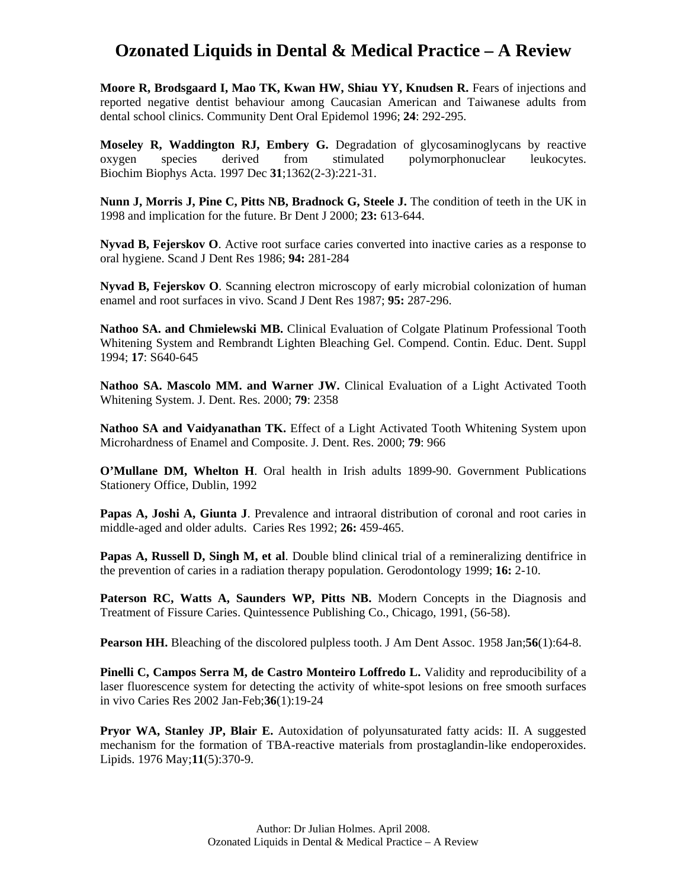**Moore R, Brodsgaard I, Mao TK, Kwan HW, Shiau YY, Knudsen R.** Fears of injections and reported negative dentist behaviour among Caucasian American and Taiwanese adults from dental school clinics. Community Dent Oral Epidemol 1996; **24**: 292-295.

**Moseley R, Waddington RJ, Embery G.** Degradation of glycosaminoglycans by reactive oxygen species derived from stimulated polymorphonuclear leukocytes. Biochim Biophys Acta. 1997 Dec **31**;1362(2-3):221-31.

**Nunn J, Morris J, Pine C, Pitts NB, Bradnock G, Steele J.** The condition of teeth in the UK in 1998 and implication for the future. Br Dent J 2000; **23:** 613-644.

**Nyvad B, Fejerskov O**. Active root surface caries converted into inactive caries as a response to oral hygiene. Scand J Dent Res 1986; **94:** 281-284

**Nyvad B, Fejerskov O**. Scanning electron microscopy of early microbial colonization of human enamel and root surfaces in vivo. Scand J Dent Res 1987; **95:** 287-296.

**Nathoo SA. and Chmielewski MB.** Clinical Evaluation of Colgate Platinum Professional Tooth Whitening System and Rembrandt Lighten Bleaching Gel. Compend. Contin. Educ. Dent. Suppl 1994; **17**: S640-645

**Nathoo SA. Mascolo MM. and Warner JW.** Clinical Evaluation of a Light Activated Tooth Whitening System. J. Dent. Res. 2000; **79**: 2358

**Nathoo SA and Vaidyanathan TK.** Effect of a Light Activated Tooth Whitening System upon Microhardness of Enamel and Composite. J. Dent. Res. 2000; **79**: 966

**O'Mullane DM, Whelton H**. Oral health in Irish adults 1899-90. Government Publications Stationery Office, Dublin, 1992

**Papas A, Joshi A, Giunta J**. Prevalence and intraoral distribution of coronal and root caries in middle-aged and older adults. Caries Res 1992; **26:** 459-465.

**Papas A, Russell D, Singh M, et al**. Double blind clinical trial of a remineralizing dentifrice in the prevention of caries in a radiation therapy population. Gerodontology 1999; **16:** 2-10.

**Paterson RC, Watts A, Saunders WP, Pitts NB.** Modern Concepts in the Diagnosis and Treatment of Fissure Caries. Quintessence Publishing Co., Chicago, 1991, (56-58).

**Pearson HH.** Bleaching of the discolored pulpless tooth. J Am Dent Assoc. 1958 Jan;**56**(1):64-8.

**Pinelli C, Campos Serra M, de Castro Monteiro Loffredo L.** Validity and reproducibility of a laser fluorescence system for detecting the activity of white-spot lesions on free smooth surfaces in vivo Caries Res 2002 Jan-Feb;**36**(1):19-24

**Pryor WA, Stanley JP, Blair E.** Autoxidation of polyunsaturated fatty acids: II. A suggested mechanism for the formation of TBA-reactive materials from prostaglandin-like endoperoxides. Lipids. 1976 May;**11**(5):370-9.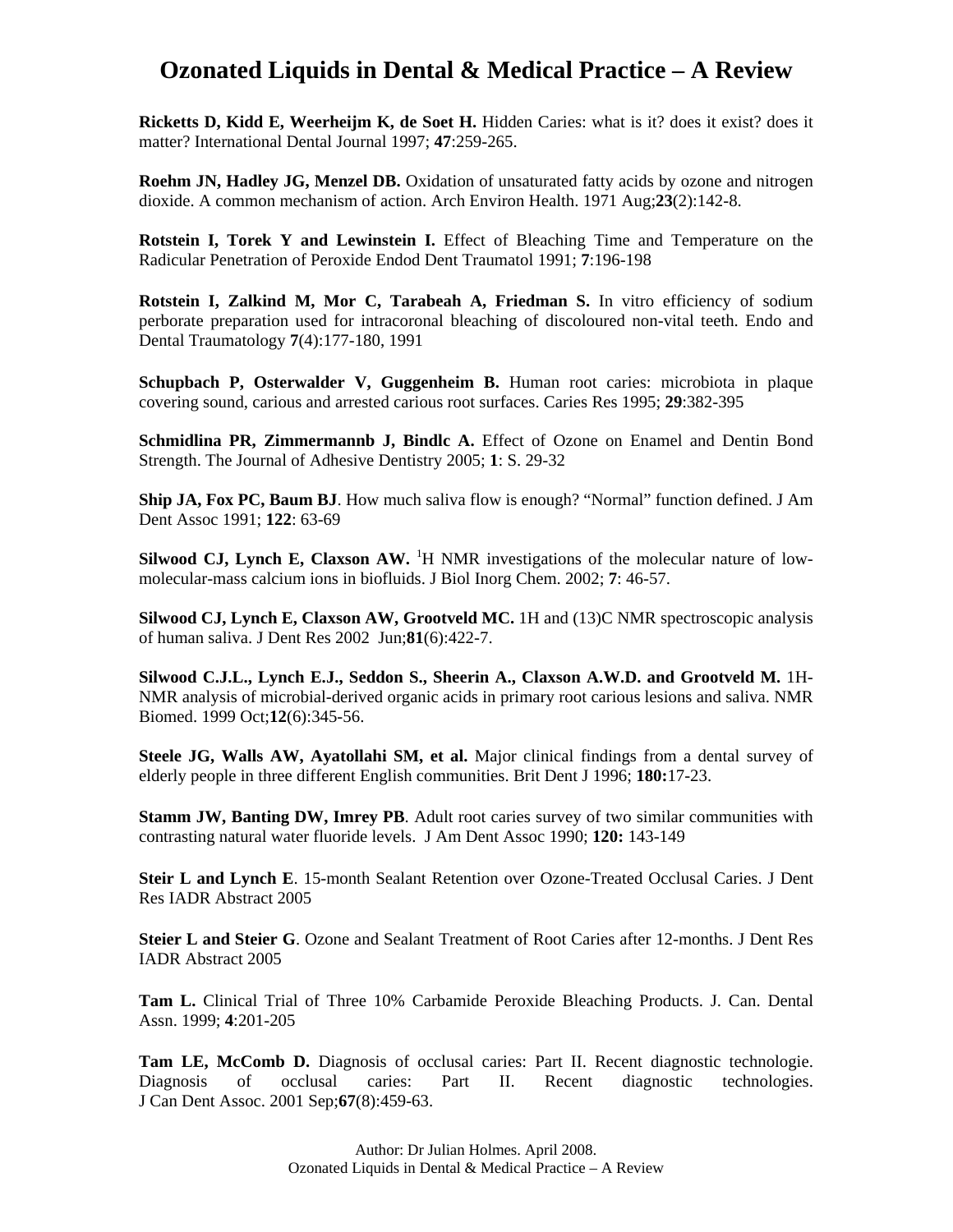Ricketts D, Kidd E, Weerheijm K, de Soet H. Hidden Caries: what is it? does it exist? does it matter? International Dental Journal 1997; **47**:259-265.

**Roehm JN, Hadley JG, Menzel DB.** Oxidation of unsaturated fatty acids by ozone and nitrogen dioxide. A common mechanism of action. Arch Environ Health. 1971 Aug;**23**(2):142-8.

**Rotstein I, Torek Y and Lewinstein I.** Effect of Bleaching Time and Temperature on the Radicular Penetration of Peroxide Endod Dent Traumatol 1991; **7**:196-198

**Rotstein I, Zalkind M, Mor C, Tarabeah A, Friedman S.** In vitro efficiency of sodium perborate preparation used for intracoronal bleaching of discoloured non-vital teeth. Endo and Dental Traumatology **7**(4):177-180, 1991

**Schupbach P, Osterwalder V, Guggenheim B.** Human root caries: microbiota in plaque covering sound, carious and arrested carious root surfaces. Caries Res 1995; **29**:382-395

**Schmidlina PR, Zimmermannb J, Bindlc A.** Effect of Ozone on Enamel and Dentin Bond Strength. The Journal of Adhesive Dentistry 2005; **1**: S. 29-32

**Ship JA, Fox PC, Baum BJ**. How much saliva flow is enough? "Normal" function defined. J Am Dent Assoc 1991; **122**: 63-69

**Silwood CJ, Lynch E, Claxson AW.** $^{1}$H NMR investigations of the molecular nature of low-molecular-mass calcium ions in biofluids. J Biol Inorg Chem. 2002; **7**: 46-57.

**Silwood CJ, Lynch E, Claxson AW, Grootveld MC.** 1H and (13)C NMR spectroscopic analysis of human saliva. J Dent Res 2002 Jun;**81**(6):422-7.

**Silwood C.J.L., Lynch E.J., Seddon S., Sheerin A., Claxson A.W.D. and Grootveld M.** 1H-NMR analysis of microbial-derived organic acids in primary root carious lesions and saliva. NMR Biomed. 1999 Oct;**12**(6):345-56.

**Steele JG, Walls AW, Ayatollahi SM, et al.** Major clinical findings from a dental survey of elderly people in three different English communities. Brit Dent J 1996; **180:**17-23.

**Stamm JW, Banting DW, Imrey PB**. Adult root caries survey of two similar communities with contrasting natural water fluoride levels. J Am Dent Assoc 1990; **120:** 143-149

**Steir L and Lynch E**. 15-month Sealant Retention over Ozone-Treated Occlusal Caries. J Dent Res IADR Abstract 2005

**Steier L and Steier G**. Ozone and Sealant Treatment of Root Caries after 12-months. J Dent Res IADR Abstract 2005

**Tam L.** Clinical Trial of Three 10% Carbamide Peroxide Bleaching Products. J. Can. Dental Assn. 1999; **4**:201-205

**Tam LE, McComb D.** Diagnosis of occlusal caries: Part II. Recent diagnostic technologie. Diagnosis of occlusal caries: Part II. Recent diagnostic technologies. J Can Dent Assoc. 2001 Sep;**67**(8):459-63.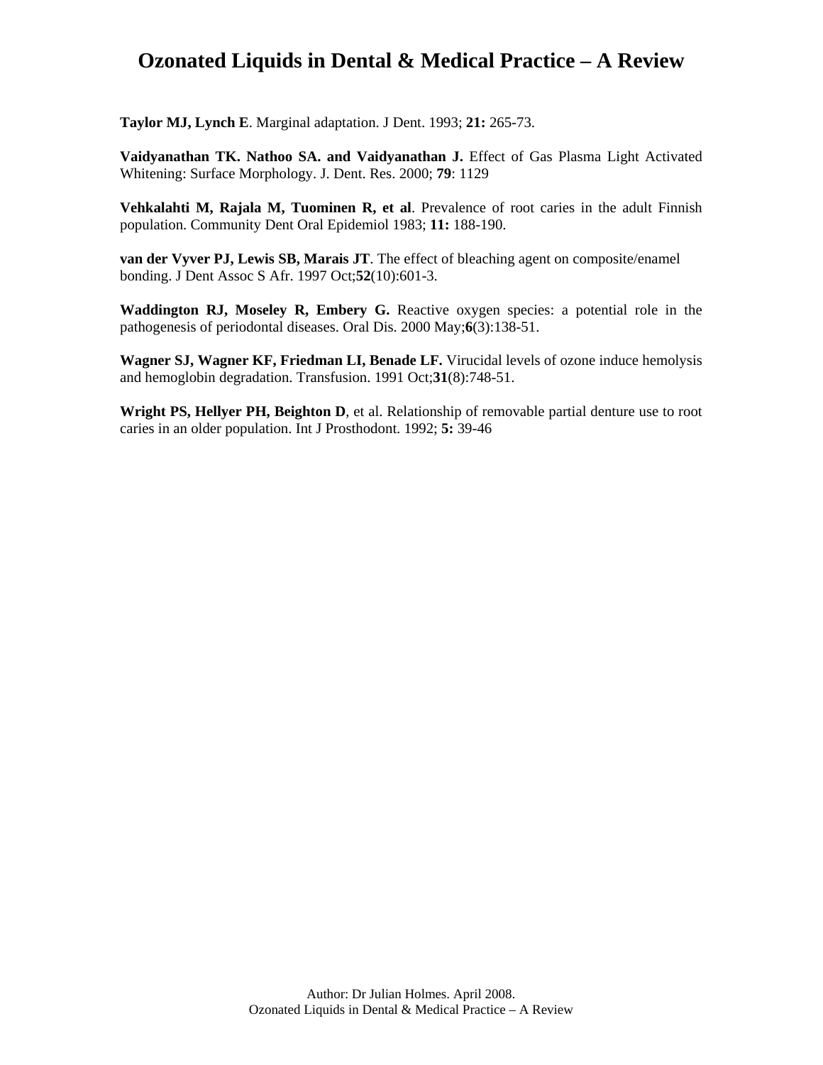**Taylor MJ, Lynch E**. Marginal adaptation. J Dent. 1993; **21:** 265-73.

**Vaidyanathan TK. Nathoo SA. and Vaidyanathan J.** Effect of Gas Plasma Light Activated Whitening: Surface Morphology. J. Dent. Res. 2000; **79**: 1129

**Vehkalahti M, Rajala M, Tuominen R, et al**. Prevalence of root caries in the adult Finnish population. Community Dent Oral Epidemiol 1983; **11:** 188-190.

**van der Vyver PJ, Lewis SB, Marais JT**. The effect of bleaching agent on composite/enamel bonding. J Dent Assoc S Afr. 1997 Oct;**52**(10):601-3.

**Waddington RJ, Moseley R, Embery G.** Reactive oxygen species: a potential role in the pathogenesis of periodontal diseases. Oral Dis. 2000 May;**6**(3):138-51.

**Wagner SJ, Wagner KF, Friedman LI, Benade LF.** Virucidal levels of ozone induce hemolysis and hemoglobin degradation. Transfusion. 1991 Oct;**31**(8):748-51.

**Wright PS, Hellyer PH, Beighton D**, et al. Relationship of removable partial denture use to root caries in an older population. Int J Prosthodont. 1992; **5:** 39-46